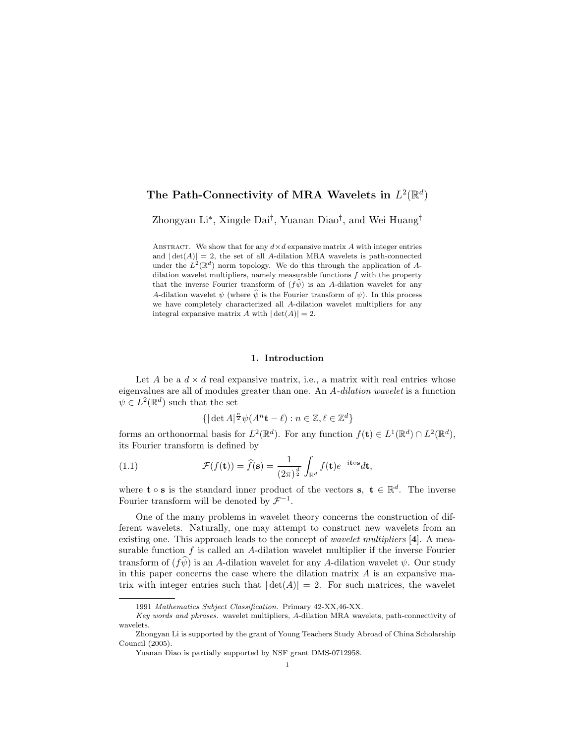# The Path-Connectivity of MRA Wavelets in $L^2(\mathbb{R}^d)$

Zhongyan Li*, Xingde Dai†, Yuanan Diao†, and Wei Huang†

Abstract. We show that for any $d \times d$ expansive matrix $A$ with integer entries and $|\det(A)| = 2$, the set of all $A$-dilation MRA wavelets is path-connected under the $L^2(\mathbb{R}^d)$ norm topology. We do this through the application of $A$-dilation wavelet multipliers, namely measurable functions $f$ with the property that the inverse Fourier transform of $(f\widehat{\psi})$ is an $A$-dilation wavelet for any $A$-dilation wavelet $\psi$ (where $\widehat{\psi}$ is the Fourier transform of $\psi$). In this process we have completely characterized all $A$-dilation wavelet multipliers for any integral expansive matrix $A$ with $|\det(A)| = 2$.

## 1. Introduction

Let $A$ be a $d \times d$ real expansive matrix, i.e., a matrix with real entries whose eigenvalues are all of modules greater than one. An *$A$-dilation wavelet* is a function $\psi \in L^2(\mathbb{R}^d)$ such that the set

$$\{|\det A|^{\frac{n}{2}}\psi(A^n\mathbf{t} - \ell) : n \in \mathbb{Z}, \ell \in \mathbb{Z}^d\}$$

forms an orthonormal basis for $L^2(\mathbb{R}^d)$. For any function $f(\mathbf{t}) \in L^1(\mathbb{R}^d) \cap L^2(\mathbb{R}^d)$, its Fourier transform is defined by

$$\mathcal{F}(f(\mathbf{t})) = \widehat{f}(\mathbf{s}) = \frac{1}{(2\pi)^{\frac{d}{2}}}\int_{\mathbb{R}^d} f(\mathbf{t})e^{-i\mathbf{t}\circ\mathbf{s}}d\mathbf{t}, \tag{1.1}$$

where $\mathbf{t} \circ \mathbf{s}$ is the standard inner product of the vectors $\mathbf{s}$, $\mathbf{t} \in \mathbb{R}^d$. The inverse Fourier transform will be denoted by $\mathcal{F}^{-1}$.

One of the many problems in wavelet theory concerns the construction of different wavelets. Naturally, one may attempt to construct new wavelets from an existing one. This approach leads to the concept of *wavelet multipliers* [**4**]. A measurable function $f$ is called an $A$-dilation wavelet multiplier if the inverse Fourier transform of $(f\widehat{\psi})$ is an $A$-dilation wavelet for any $A$-dilation wavelet $\psi$. Our study in this paper concerns the case where the dilation matrix $A$ is an expansive matrix with integer entries such that $|\det(A)| = 2$. For such matrices, the wavelet

---

1991 *Mathematics Subject Classification.* Primary 42-XX,46-XX.

*Key words and phrases.* wavelet multipliers, $A$-dilation MRA wavelets, path-connectivity of wavelets.

Zhongyan Li is supported by the grant of Young Teachers Study Abroad of China Scholarship Council (2005).

Yuanan Diao is partially supported by NSF grant DMS-0712958.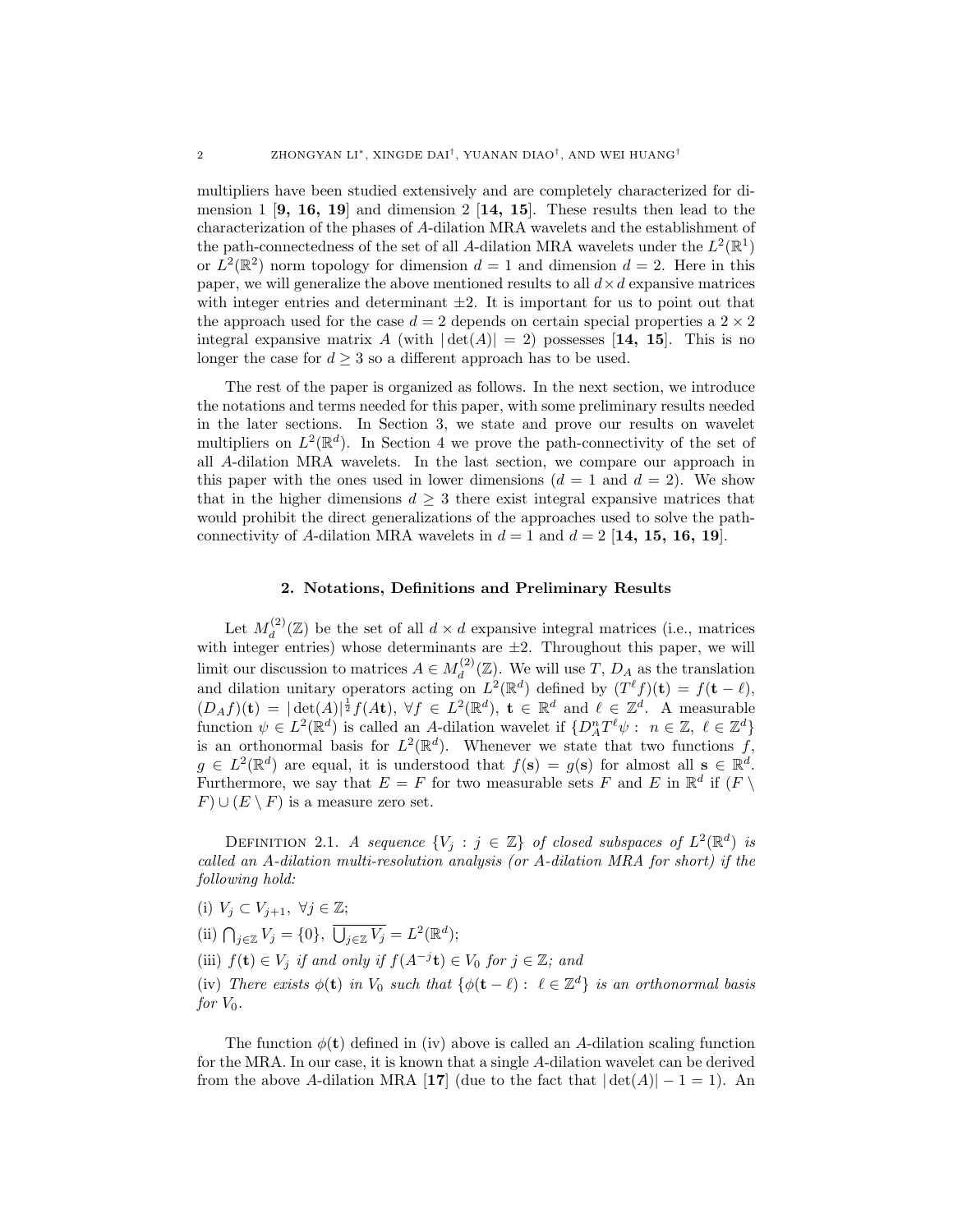multipliers have been studied extensively and are completely characterized for dimension 1 [**9, 16, 19**] and dimension 2 [**14, 15**]. These results then lead to the characterization of the phases of $A$-dilation MRA wavelets and the establishment of the path-connectedness of the set of all $A$-dilation MRA wavelets under the $L^2(\mathbb{R}^1)$ or $L^2(\mathbb{R}^2)$ norm topology for dimension $d = 1$ and dimension $d = 2$. Here in this paper, we will generalize the above mentioned results to all $d \times d$ expansive matrices with integer entries and determinant $\pm 2$. It is important for us to point out that the approach used for the case $d = 2$ depends on certain special properties a $2 \times 2$ integral expansive matrix $A$ (with $|\det(A)| = 2$) possesses [**14, 15**]. This is no longer the case for $d \geq 3$ so a different approach has to be used.

The rest of the paper is organized as follows. In the next section, we introduce the notations and terms needed for this paper, with some preliminary results needed in the later sections. In Section 3, we state and prove our results on wavelet multipliers on $L^2(\mathbb{R}^d)$. In Section 4 we prove the path-connectivity of the set of all $A$-dilation MRA wavelets. In the last section, we compare our approach in this paper with the ones used in lower dimensions ($d = 1$ and $d = 2$). We show that in the higher dimensions $d \geq 3$ there exist integral expansive matrices that would prohibit the direct generalizations of the approaches used to solve the path-connectivity of $A$-dilation MRA wavelets in $d = 1$ and $d = 2$ [**14, 15, 16, 19**].

## 2. Notations, Definitions and Preliminary Results

Let $M_d^{(2)}(\mathbb{Z})$ be the set of all $d \times d$ expansive integral matrices (i.e., matrices with integer entries) whose determinants are $\pm 2$. Throughout this paper, we will limit our discussion to matrices $A \in M_d^{(2)}(\mathbb{Z})$. We will use $T$, $D_A$ as the translation and dilation unitary operators acting on $L^2(\mathbb{R}^d)$ defined by $(T^\ell f)(\mathbf{t}) = f(\mathbf{t} - \ell)$, $(D_A f)(\mathbf{t}) = |\det(A)|^{\frac{1}{2}} f(A\mathbf{t})$, $\forall f \in L^2(\mathbb{R}^d)$, $\mathbf{t} \in \mathbb{R}^d$ and $\ell \in \mathbb{Z}^d$. A measurable function $\psi \in L^2(\mathbb{R}^d)$ is called an $A$-dilation wavelet if $\{D_A^n T^\ell \psi : \ n \in \mathbb{Z}, \ \ell \in \mathbb{Z}^d\}$ is an orthonormal basis for $L^2(\mathbb{R}^d)$. Whenever we state that two functions $f$, $g \in L^2(\mathbb{R}^d)$ are equal, it is understood that $f(\mathbf{s}) = g(\mathbf{s})$ for almost all $\mathbf{s} \in \mathbb{R}^d$. Furthermore, we say that $E = F$ for two measurable sets $F$ and $E$ in $\mathbb{R}^d$ if $(F \setminus F) \cup (E \setminus F)$ is a measure zero set.

Definition 2.1. *A sequence $\{V_j : j \in \mathbb{Z}\}$ of closed subspaces of $L^2(\mathbb{R}^d)$ is called an $A$-dilation multi-resolution analysis (or $A$-dilation MRA for short) if the following hold:*

(i) $V_j \subset V_{j+1}, \ \forall j \in \mathbb{Z}$;

(ii) $\bigcap_{j\in\mathbb{Z}} V_j = \{0\}, \ \overline{\bigcup_{j\in\mathbb{Z}} V_j} = L^2(\mathbb{R}^d)$;

(iii) *$f(\mathbf{t}) \in V_j$ if and only if $f(A^{-j}\mathbf{t}) \in V_0$ for $j \in \mathbb{Z}$; and*

(iv) *There exists $\phi(\mathbf{t})$ in $V_0$ such that $\{\phi(\mathbf{t} - \ell) : \ \ell \in \mathbb{Z}^d\}$ is an orthonormal basis for $V_0$.*

The function $\phi(\mathbf{t})$ defined in (iv) above is called an $A$-dilation scaling function for the MRA. In our case, it is known that a single $A$-dilation wavelet can be derived from the above $A$-dilation MRA [**17**] (due to the fact that $|\det(A)| - 1 = 1$). An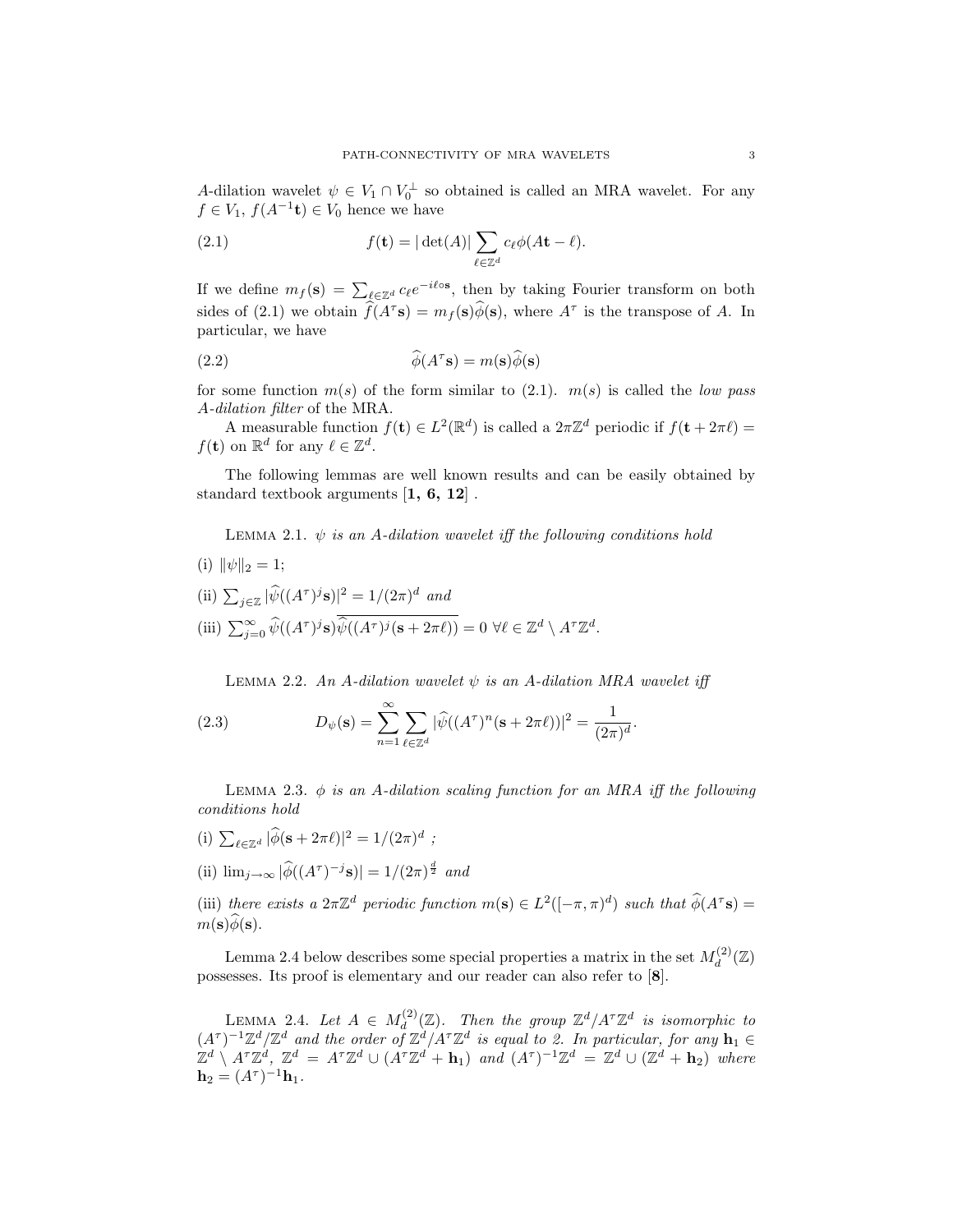$A$-dilation wavelet $\psi \in V_1 \cap V_0^{\perp}$ so obtained is called an MRA wavelet. For any $f \in V_1$, $f(A^{-1}\mathbf{t}) \in V_0$ hence we have

$$f(\mathbf{t}) = |\det(A)| \sum_{\ell \in \mathbb{Z}^d} c_\ell \phi(A\mathbf{t} - \ell). \tag{2.1}$$

If we define $m_f(\mathbf{s}) = \sum_{\ell \in \mathbb{Z}^d} c_\ell e^{-i\ell \circ \mathbf{s}}$, then by taking Fourier transform on both sides of (2.1) we obtain $\widehat{f}(A^\tau \mathbf{s}) = m_f(\mathbf{s})\widehat{\phi}(\mathbf{s})$, where $A^\tau$ is the transpose of $A$. In particular, we have

$$\widehat{\phi}(A^\tau \mathbf{s}) = m(\mathbf{s})\widehat{\phi}(\mathbf{s}) \tag{2.2}$$

for some function $m(s)$ of the form similar to (2.1). $m(s)$ is called the *low pass A-dilation filter* of the MRA.

A measurable function $f(\mathbf{t}) \in L^2(\mathbb{R}^d)$ is called a $2\pi\mathbb{Z}^d$ periodic if $f(\mathbf{t} + 2\pi\ell) = f(\mathbf{t})$ on $\mathbb{R}^d$ for any $\ell \in \mathbb{Z}^d$.

The following lemmas are well known results and can be easily obtained by standard textbook arguments [**1, 6, 12**] .

Lemma 2.1. *$\psi$ is an A-dilation wavelet iff the following conditions hold*

(i) $\|\psi\|_2 = 1$;

(ii) $\sum_{j \in \mathbb{Z}} |\widehat{\psi}((A^\tau)^j \mathbf{s})|^2 = 1/(2\pi)^d$ *and*

(iii) $\sum_{j=0}^{\infty} \widehat{\psi}((A^\tau)^j \mathbf{s})\overline{\widehat{\psi}((A^\tau)^j(\mathbf{s} + 2\pi\ell))} = 0 \ \forall \ell \in \mathbb{Z}^d \setminus A^\tau \mathbb{Z}^d$.

Lemma 2.2. *An A-dilation wavelet $\psi$ is an A-dilation MRA wavelet iff*

$$D_\psi(\mathbf{s}) = \sum_{n=1}^{\infty} \sum_{\ell \in \mathbb{Z}^d} |\widehat{\psi}((A^\tau)^n(\mathbf{s} + 2\pi\ell))|^2 = \frac{1}{(2\pi)^d}. \tag{2.3}$$

Lemma 2.3. *$\phi$ is an A-dilation scaling function for an MRA iff the following conditions hold*

(i) $\sum_{\ell \in \mathbb{Z}^d} |\widehat{\phi}(\mathbf{s} + 2\pi\ell)|^2 = 1/(2\pi)^d$ ;

(ii) $\lim_{j \to \infty} |\widehat{\phi}((A^\tau)^{-j}\mathbf{s})| = 1/(2\pi)^{\frac{d}{2}}$ *and*

(iii) *there exists a $2\pi\mathbb{Z}^d$ periodic function $m(\mathbf{s}) \in L^2([-\pi, \pi)^d)$ such that $\widehat{\phi}(A^\tau \mathbf{s}) = m(\mathbf{s})\widehat{\phi}(\mathbf{s})$.*

Lemma 2.4 below describes some special properties a matrix in the set $M_d^{(2)}(\mathbb{Z})$ possesses. Its proof is elementary and our reader can also refer to [**8**].

Lemma 2.4. *Let $A \in M_d^{(2)}(\mathbb{Z})$. Then the group $\mathbb{Z}^d/A^\tau\mathbb{Z}^d$ is isomorphic to $(A^\tau)^{-1}\mathbb{Z}^d/\mathbb{Z}^d$ and the order of $\mathbb{Z}^d/A^\tau\mathbb{Z}^d$ is equal to 2. In particular, for any $\mathbf{h}_1 \in \mathbb{Z}^d \setminus A^\tau\mathbb{Z}^d$, $\mathbb{Z}^d = A^\tau\mathbb{Z}^d \cup (A^\tau\mathbb{Z}^d + \mathbf{h}_1)$ and $(A^\tau)^{-1}\mathbb{Z}^d = \mathbb{Z}^d \cup (\mathbb{Z}^d + \mathbf{h}_2)$ where $\mathbf{h}_2 = (A^\tau)^{-1}\mathbf{h}_1$.*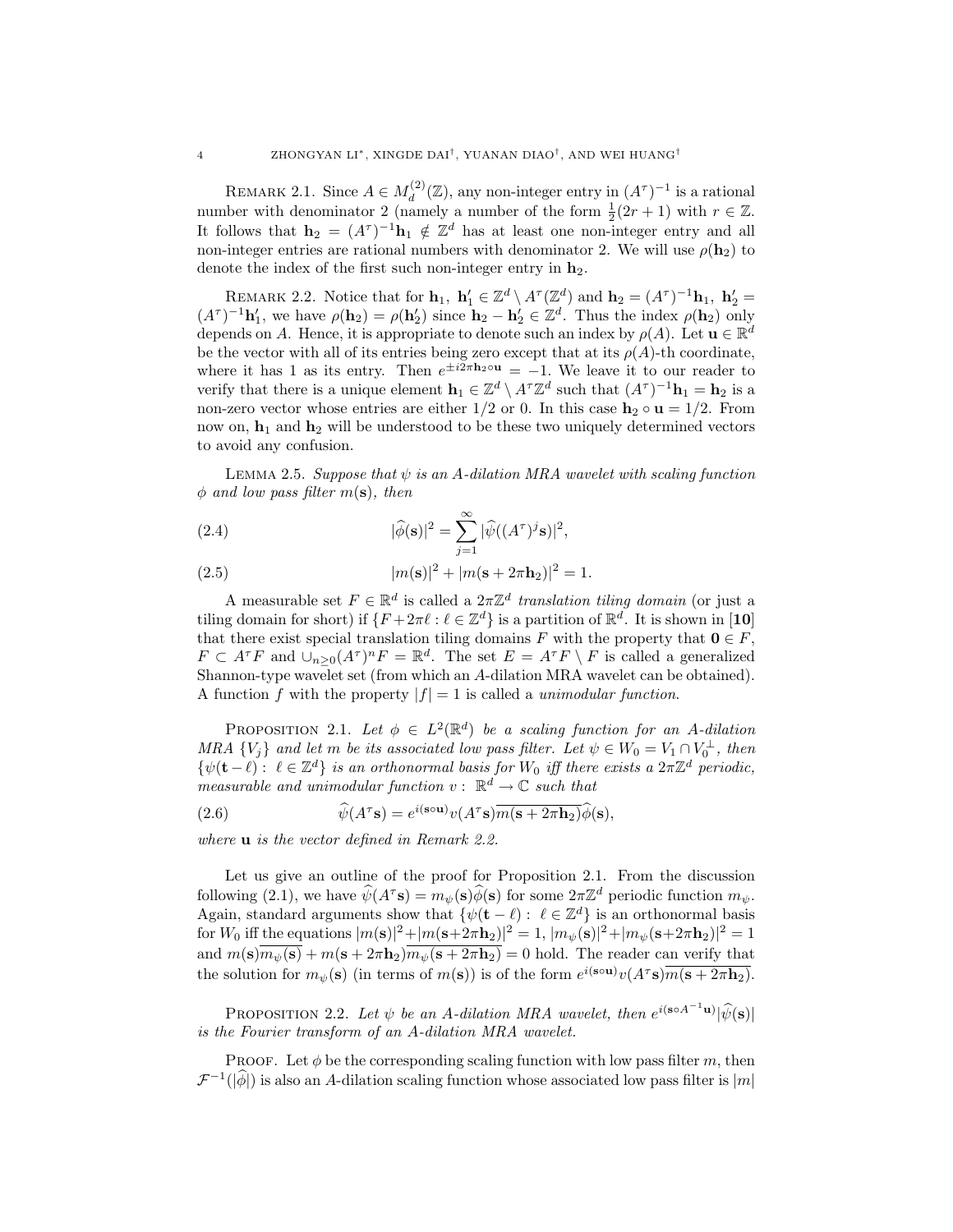Remark 2.1. Since $A \in M_d^{(2)}(\mathbb{Z})$, any non-integer entry in $(A^\tau)^{-1}$ is a rational number with denominator 2 (namely a number of the form $\frac{1}{2}(2r+1)$ with $r \in \mathbb{Z}$. It follows that $\mathbf{h}_2 = (A^\tau)^{-1}\mathbf{h}_1 \notin \mathbb{Z}^d$ has at least one non-integer entry and all non-integer entries are rational numbers with denominator 2. We will use $\rho(\mathbf{h}_2)$ to denote the index of the first such non-integer entry in $\mathbf{h}_2$.

Remark 2.2. Notice that for $\mathbf{h}_1,\ \mathbf{h}_1' \in \mathbb{Z}^d \setminus A^\tau(\mathbb{Z}^d)$ and $\mathbf{h}_2 = (A^\tau)^{-1}\mathbf{h}_1,\ \mathbf{h}_2' = (A^\tau)^{-1}\mathbf{h}_1'$, we have $\rho(\mathbf{h}_2) = \rho(\mathbf{h}_2')$ since $\mathbf{h}_2 - \mathbf{h}_2' \in \mathbb{Z}^d$. Thus the index $\rho(\mathbf{h}_2)$ only depends on $A$. Hence, it is appropriate to denote such an index by $\rho(A)$. Let $\mathbf{u} \in \mathbb{R}^d$ be the vector with all of its entries being zero except that at its $\rho(A)$-th coordinate, where it has 1 as its entry. Then $e^{\pm i2\pi \mathbf{h}_2 \circ \mathbf{u}} = -1$. We leave it to our reader to verify that there is a unique element $\mathbf{h}_1 \in \mathbb{Z}^d \setminus A^\tau \mathbb{Z}^d$ such that $(A^\tau)^{-1}\mathbf{h}_1 = \mathbf{h}_2$ is a non-zero vector whose entries are either $1/2$ or 0. In this case $\mathbf{h}_2 \circ \mathbf{u} = 1/2$. From now on, $\mathbf{h}_1$ and $\mathbf{h}_2$ will be understood to be these two uniquely determined vectors to avoid any confusion.

Lemma 2.5. *Suppose that $\psi$ is an $A$-dilation MRA wavelet with scaling function $\phi$ and low pass filter $m(\mathbf{s})$, then*

$$|\widehat{\phi}(\mathbf{s})|^2 = \sum_{j=1}^{\infty} |\widehat{\psi}((A^\tau)^j \mathbf{s})|^2, \tag{2.4}$$

$$|m(\mathbf{s})|^2 + |m(\mathbf{s} + 2\pi \mathbf{h}_2)|^2 = 1. \tag{2.5}$$

A measurable set $F \in \mathbb{R}^d$ is called a $2\pi\mathbb{Z}^d$ *translation tiling domain* (or just a tiling domain for short) if $\{F + 2\pi\ell : \ell \in \mathbb{Z}^d\}$ is a partition of $\mathbb{R}^d$. It is shown in **[10]** that there exist special translation tiling domains $F$ with the property that $\mathbf{0} \in F$, $F \subset A^\tau F$ and $\cup_{n \geq 0}(A^\tau)^n F = \mathbb{R}^d$. The set $E = A^\tau F \setminus F$ is called a generalized Shannon-type wavelet set (from which an $A$-dilation MRA wavelet can be obtained). A function $f$ with the property $|f| = 1$ is called a *unimodular function*.

Proposition 2.1. *Let $\phi \in L^2(\mathbb{R}^d)$ be a scaling function for an $A$-dilation MRA $\{V_j\}$ and let $m$ be its associated low pass filter. Let $\psi \in W_0 = V_1 \cap V_0^\perp$, then $\{\psi(\mathbf{t} - \ell) :\ \ell \in \mathbb{Z}^d\}$ is an orthonormal basis for $W_0$ iff there exists a $2\pi\mathbb{Z}^d$ periodic, measurable and unimodular function $v:\ \mathbb{R}^d \to \mathbb{C}$ such that*

$$\widehat{\psi}(A^\tau \mathbf{s}) = e^{i(\mathbf{s} \circ \mathbf{u})} v(A^\tau \mathbf{s}) \overline{m(\mathbf{s} + 2\pi \mathbf{h}_2)} \widehat{\phi}(\mathbf{s}), \tag{2.6}$$

*where $\mathbf{u}$ is the vector defined in Remark 2.2.*

Let us give an outline of the proof for Proposition 2.1. From the discussion following (2.1), we have $\widehat{\psi}(A^\tau \mathbf{s}) = m_\psi(\mathbf{s})\widehat{\phi}(\mathbf{s})$ for some $2\pi\mathbb{Z}^d$ periodic function $m_\psi$. Again, standard arguments show that $\{\psi(\mathbf{t} - \ell) :\ \ell \in \mathbb{Z}^d\}$ is an orthonormal basis for $W_0$ iff the equations $|m(\mathbf{s})|^2 + |m(\mathbf{s} + 2\pi\mathbf{h}_2)|^2 = 1$, $|m_\psi(\mathbf{s})|^2 + |m_\psi(\mathbf{s} + 2\pi\mathbf{h}_2)|^2 = 1$ and $m(\mathbf{s})\overline{m_\psi(\mathbf{s})} + m(\mathbf{s} + 2\pi\mathbf{h}_2)\overline{m_\psi(\mathbf{s} + 2\pi\mathbf{h}_2)} = 0$ hold. The reader can verify that the solution for $m_\psi(\mathbf{s})$ (in terms of $m(\mathbf{s})$) is of the form $e^{i(\mathbf{s} \circ \mathbf{u})} v(A^\tau \mathbf{s}) \overline{m(\mathbf{s} + 2\pi\mathbf{h}_2)}$.

Proposition 2.2. *Let $\psi$ be an $A$-dilation MRA wavelet, then $e^{i(\mathbf{s} \circ A^{-1}\mathbf{u})}|\widehat{\psi}(\mathbf{s})|$ is the Fourier transform of an $A$-dilation MRA wavelet.*

Proof. Let $\phi$ be the corresponding scaling function with low pass filter $m$, then $\mathcal{F}^{-1}(|\widehat{\phi}|)$ is also an $A$-dilation scaling function whose associated low pass filter is $|m|$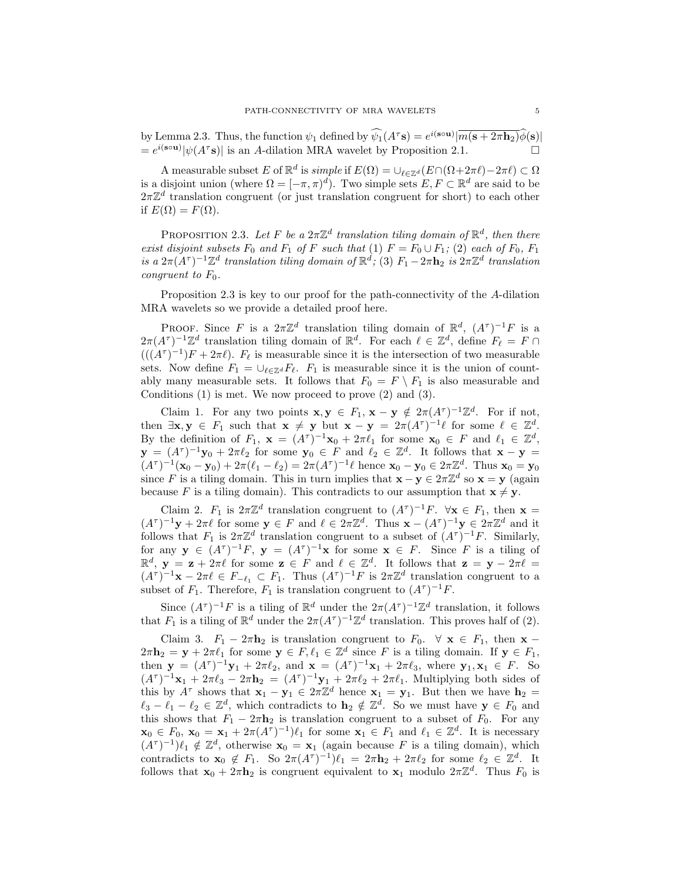by Lemma 2.3. Thus, the function $\psi_1$ defined by $\widehat{\psi_1}(A^\tau \mathbf{s}) = e^{i(\mathbf{s}\circ\mathbf{u})}|\overline{m(\mathbf{s}+2\pi\mathbf{h}_2)}\widehat{\phi}(\mathbf{s})| = e^{i(\mathbf{s}\circ\mathbf{u})}|\psi(A^\tau\mathbf{s})|$ is an $A$-dilation MRA wavelet by Proposition 2.1. $\square$

A measurable subset $E$ of $\mathbb{R}^d$ is *simple* if $E(\Omega) = \cup_{\ell\in\mathbb{Z}^d}(E\cap(\Omega+2\pi\ell)-2\pi\ell) \subset \Omega$ is a disjoint union (where $\Omega = [-\pi,\pi)^d$). Two simple sets $E, F \subset \mathbb{R}^d$ are said to be $2\pi\mathbb{Z}^d$ translation congruent (or just translation congruent for short) to each other if $E(\Omega) = F(\Omega)$.

Proposition 2.3. *Let $F$ be a $2\pi\mathbb{Z}^d$ translation tiling domain of $\mathbb{R}^d$, then there exist disjoint subsets $F_0$ and $F_1$ of $F$ such that (1) $F = F_0 \cup F_1$; (2) each of $F_0$, $F_1$ is a $2\pi(A^\tau)^{-1}\mathbb{Z}^d$ translation tiling domain of $\mathbb{R}^d$; (3) $F_1 - 2\pi\mathbf{h}_2$ is $2\pi\mathbb{Z}^d$ translation congruent to $F_0$.*

Proposition 2.3 is key to our proof for the path-connectivity of the $A$-dilation MRA wavelets so we provide a detailed proof here.

Proof. Since $F$ is a $2\pi\mathbb{Z}^d$ translation tiling domain of $\mathbb{R}^d$, $(A^\tau)^{-1}F$ is a $2\pi(A^\tau)^{-1}\mathbb{Z}^d$ translation tiling domain of $\mathbb{R}^d$. For each $\ell \in \mathbb{Z}^d$, define $F_\ell = F \cap (((A^\tau)^{-1})F + 2\pi\ell)$. $F_\ell$ is measurable since it is the intersection of two measurable sets. Now define $F_1 = \cup_{\ell\in\mathbb{Z}^d}F_\ell$. $F_1$ is measurable since it is the union of countably many measurable sets. It follows that $F_0 = F \setminus F_1$ is also measurable and Conditions (1) is met. We now proceed to prove (2) and (3).

Claim 1. For any two points $\mathbf{x}, \mathbf{y} \in F_1$, $\mathbf{x} - \mathbf{y} \notin 2\pi(A^\tau)^{-1}\mathbb{Z}^d$. For if not, then $\exists \mathbf{x}, \mathbf{y} \in F_1$ such that $\mathbf{x} \neq \mathbf{y}$ but $\mathbf{x} - \mathbf{y} = 2\pi(A^\tau)^{-1}\ell$ for some $\ell \in \mathbb{Z}^d$. By the definition of $F_1$, $\mathbf{x} = (A^\tau)^{-1}\mathbf{x}_0 + 2\pi\ell_1$ for some $\mathbf{x}_0 \in F$ and $\ell_1 \in \mathbb{Z}^d$, $\mathbf{y} = (A^\tau)^{-1}\mathbf{y}_0 + 2\pi\ell_2$ for some $\mathbf{y}_0 \in F$ and $\ell_2 \in \mathbb{Z}^d$. It follows that $\mathbf{x} - \mathbf{y} = (A^\tau)^{-1}(\mathbf{x}_0 - \mathbf{y}_0) + 2\pi(\ell_1 - \ell_2) = 2\pi(A^\tau)^{-1}\ell$ hence $\mathbf{x}_0 - \mathbf{y}_0 \in 2\pi\mathbb{Z}^d$. Thus $\mathbf{x}_0 = \mathbf{y}_0$ since $F$ is a tiling domain. This in turn implies that $\mathbf{x} - \mathbf{y} \in 2\pi\mathbb{Z}^d$ so $\mathbf{x} = \mathbf{y}$ (again because $F$ is a tiling domain). This contradicts to our assumption that $\mathbf{x} \neq \mathbf{y}$.

Claim 2. $F_1$ is $2\pi\mathbb{Z}^d$ translation congruent to $(A^\tau)^{-1}F$. $\forall \mathbf{x} \in F_1$, then $\mathbf{x} = (A^\tau)^{-1}\mathbf{y} + 2\pi\ell$ for some $\mathbf{y} \in F$ and $\ell \in 2\pi\mathbb{Z}^d$. Thus $\mathbf{x} - (A^\tau)^{-1}\mathbf{y} \in 2\pi\mathbb{Z}^d$ and it follows that $F_1$ is $2\pi\mathbb{Z}^d$ translation congruent to a subset of $(A^\tau)^{-1}F$. Similarly, for any $\mathbf{y} \in (A^\tau)^{-1}F$, $\mathbf{y} = (A^\tau)^{-1}\mathbf{x}$ for some $\mathbf{x} \in F$. Since $F$ is a tiling of $\mathbb{R}^d$, $\mathbf{y} = \mathbf{z} + 2\pi\ell$ for some $\mathbf{z} \in F$ and $\ell \in \mathbb{Z}^d$. It follows that $\mathbf{z} = \mathbf{y} - 2\pi\ell = (A^\tau)^{-1}\mathbf{x} - 2\pi\ell \in F_{-\ell_1} \subset F_1$. Thus $(A^\tau)^{-1}F$ is $2\pi\mathbb{Z}^d$ translation congruent to a subset of $F_1$. Therefore, $F_1$ is translation congruent to $(A^\tau)^{-1}F$.

Since $(A^\tau)^{-1}F$ is a tiling of $\mathbb{R}^d$ under the $2\pi(A^\tau)^{-1}\mathbb{Z}^d$ translation, it follows that $F_1$ is a tiling of $\mathbb{R}^d$ under the $2\pi(A^\tau)^{-1}\mathbb{Z}^d$ translation. This proves half of (2).

Claim 3. $F_1 - 2\pi\mathbf{h}_2$ is translation congruent to $F_0$. $\forall\ \mathbf{x} \in F_1$, then $\mathbf{x} - 2\pi\mathbf{h}_2 = \mathbf{y} + 2\pi\ell_1$ for some $\mathbf{y} \in F, \ell_1 \in \mathbb{Z}^d$ since $F$ is a tiling domain. If $\mathbf{y} \in F_1$, then $\mathbf{y} = (A^\tau)^{-1}\mathbf{y}_1 + 2\pi\ell_2$, and $\mathbf{x} = (A^\tau)^{-1}\mathbf{x}_1 + 2\pi\ell_3$, where $\mathbf{y}_1, \mathbf{x}_1 \in F$. So $(A^\tau)^{-1}\mathbf{x}_1 + 2\pi\ell_3 - 2\pi\mathbf{h}_2 = (A^\tau)^{-1}\mathbf{y}_1 + 2\pi\ell_2 + 2\pi\ell_1$. Multiplying both sides of this by $A^\tau$ shows that $\mathbf{x}_1 - \mathbf{y}_1 \in 2\pi\mathbb{Z}^d$ hence $\mathbf{x}_1 = \mathbf{y}_1$. But then we have $\mathbf{h}_2 = \ell_3 - \ell_1 - \ell_2 \in \mathbb{Z}^d$, which contradicts to $\mathbf{h}_2 \notin \mathbb{Z}^d$. So we must have $\mathbf{y} \in F_0$ and this shows that $F_1 - 2\pi\mathbf{h}_2$ is translation congruent to a subset of $F_0$. For any $\mathbf{x}_0 \in F_0$, $\mathbf{x}_0 = \mathbf{x}_1 + 2\pi(A^\tau)^{-1})\ell_1$ for some $\mathbf{x}_1 \in F_1$ and $\ell_1 \in \mathbb{Z}^d$. It is necessary $(A^\tau)^{-1})\ell_1 \notin \mathbb{Z}^d$, otherwise $\mathbf{x}_0 = \mathbf{x}_1$ (again because $F$ is a tiling domain), which contradicts to $\mathbf{x}_0 \notin F_1$. So $2\pi(A^\tau)^{-1})\ell_1 = 2\pi\mathbf{h}_2 + 2\pi\ell_2$ for some $\ell_2 \in \mathbb{Z}^d$. It follows that $\mathbf{x}_0 + 2\pi\mathbf{h}_2$ is congruent equivalent to $\mathbf{x}_1$ modulo $2\pi\mathbb{Z}^d$. Thus $F_0$ is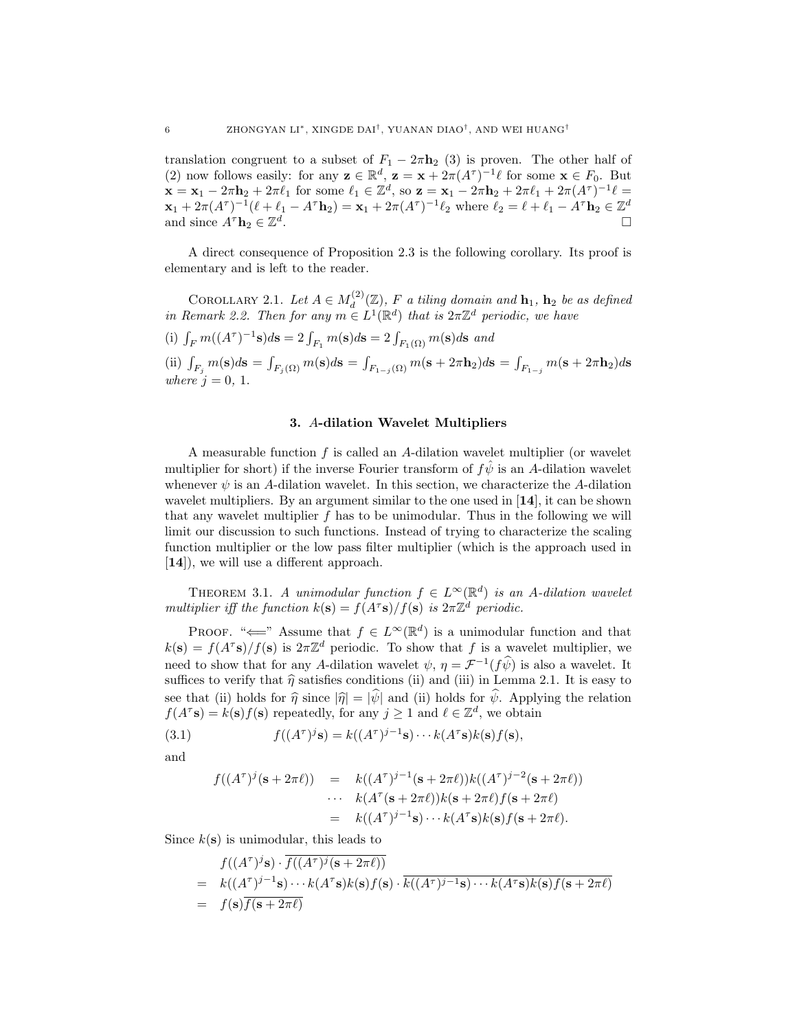translation congruent to a subset of $F_1 - 2\pi\mathbf{h}_2$ (3) is proven. The other half of (2) now follows easily: for any $\mathbf{z} \in \mathbb{R}^d$, $\mathbf{z} = \mathbf{x} + 2\pi(A^\tau)^{-1}\ell$ for some $\mathbf{x} \in F_0$. But $\mathbf{x} = \mathbf{x}_1 - 2\pi\mathbf{h}_2 + 2\pi\ell_1$ for some $\ell_1 \in \mathbb{Z}^d$, so $\mathbf{z} = \mathbf{x}_1 - 2\pi\mathbf{h}_2 + 2\pi\ell_1 + 2\pi(A^\tau)^{-1}\ell = \mathbf{x}_1 + 2\pi(A^\tau)^{-1}(\ell + \ell_1 - A^\tau\mathbf{h}_2) = \mathbf{x}_1 + 2\pi(A^\tau)^{-1}\ell_2$ where $\ell_2 = \ell + \ell_1 - A^\tau\mathbf{h}_2 \in \mathbb{Z}^d$ and since $A^\tau\mathbf{h}_2 \in \mathbb{Z}^d$. □

A direct consequence of Proposition 2.3 is the following corollary. Its proof is elementary and is left to the reader.

Corollary 2.1. *Let $A \in M_d^{(2)}(\mathbb{Z})$, $F$ a tiling domain and $\mathbf{h}_1$, $\mathbf{h}_2$ be as defined in Remark 2.2. Then for any $m \in L^1(\mathbb{R}^d)$ that is $2\pi\mathbb{Z}^d$ periodic, we have*

(i) $\int_F m((A^\tau)^{-1}\mathbf{s})d\mathbf{s} = 2\int_{F_1} m(\mathbf{s})d\mathbf{s} = 2\int_{F_1(\Omega)} m(\mathbf{s})d\mathbf{s}$ *and*

(ii) $\int_{F_j} m(\mathbf{s})d\mathbf{s} = \int_{F_j(\Omega)} m(\mathbf{s})d\mathbf{s} = \int_{F_{1-j}(\Omega)} m(\mathbf{s} + 2\pi\mathbf{h}_2)d\mathbf{s} = \int_{F_{1-j}} m(\mathbf{s} + 2\pi\mathbf{h}_2)d\mathbf{s}$ *where $j = 0, 1$.*

## 3. $A$-dilation Wavelet Multipliers

A measurable function $f$ is called an $A$-dilation wavelet multiplier (or wavelet multiplier for short) if the inverse Fourier transform of $f\hat{\psi}$ is an $A$-dilation wavelet whenever $\psi$ is an $A$-dilation wavelet. In this section, we characterize the $A$-dilation wavelet multipliers. By an argument similar to the one used in [**14**], it can be shown that any wavelet multiplier $f$ has to be unimodular. Thus in the following we will limit our discussion to such functions. Instead of trying to characterize the scaling function multiplier or the low pass filter multiplier (which is the approach used in [**14**]), we will use a different approach.

Theorem 3.1. *A unimodular function $f \in L^\infty(\mathbb{R}^d)$ is an $A$-dilation wavelet multiplier iff the function $k(\mathbf{s}) = f(A^\tau\mathbf{s})/f(\mathbf{s})$ is $2\pi\mathbb{Z}^d$ periodic.*

Proof. "$\Longleftarrow$" Assume that $f \in L^\infty(\mathbb{R}^d)$ is a unimodular function and that $k(\mathbf{s}) = f(A^\tau\mathbf{s})/f(\mathbf{s})$ is $2\pi\mathbb{Z}^d$ periodic. To show that $f$ is a wavelet multiplier, we need to show that for any $A$-dilation wavelet $\psi$, $\eta = \mathcal{F}^{-1}(f\widehat{\psi})$ is also a wavelet. It suffices to verify that $\widehat{\eta}$ satisfies conditions (ii) and (iii) in Lemma 2.1. It is easy to see that (ii) holds for $\widehat{\eta}$ since $|\widehat{\eta}| = |\widehat{\psi}|$ and (ii) holds for $\widehat{\psi}$. Applying the relation $f(A^\tau\mathbf{s}) = k(\mathbf{s})f(\mathbf{s})$ repeatedly, for any $j \geq 1$ and $\ell \in \mathbb{Z}^d$, we obtain

$$f((A^\tau)^j\mathbf{s}) = k((A^\tau)^{j-1}\mathbf{s})\cdots k(A^\tau\mathbf{s})k(\mathbf{s})f(\mathbf{s}), \tag{3.1}$$

and

$$\begin{aligned} f((A^\tau)^j(\mathbf{s}+2\pi\ell)) &= k((A^\tau)^{j-1}(\mathbf{s}+2\pi\ell))k((A^\tau)^{j-2}(\mathbf{s}+2\pi\ell)) \\ &\cdots\ k(A^\tau(\mathbf{s}+2\pi\ell))k(\mathbf{s}+2\pi\ell)f(\mathbf{s}+2\pi\ell) \\ &= k((A^\tau)^{j-1}\mathbf{s})\cdots k(A^\tau\mathbf{s})k(\mathbf{s})f(\mathbf{s}+2\pi\ell). \end{aligned}$$

Since $k(\mathbf{s})$ is unimodular, this leads to

$$\begin{aligned} & f((A^\tau)^j\mathbf{s}) \cdot \overline{f((A^\tau)^j(\mathbf{s}+2\pi\ell))} \\ =\ & k((A^\tau)^{j-1}\mathbf{s})\cdots k(A^\tau\mathbf{s})k(\mathbf{s})f(\mathbf{s}) \cdot \overline{k((A^\tau)^{j-1}\mathbf{s})\cdots k(A^\tau\mathbf{s})k(\mathbf{s})f(\mathbf{s}+2\pi\ell)} \\ =\ & f(\mathbf{s})\overline{f(\mathbf{s}+2\pi\ell)} \end{aligned}$$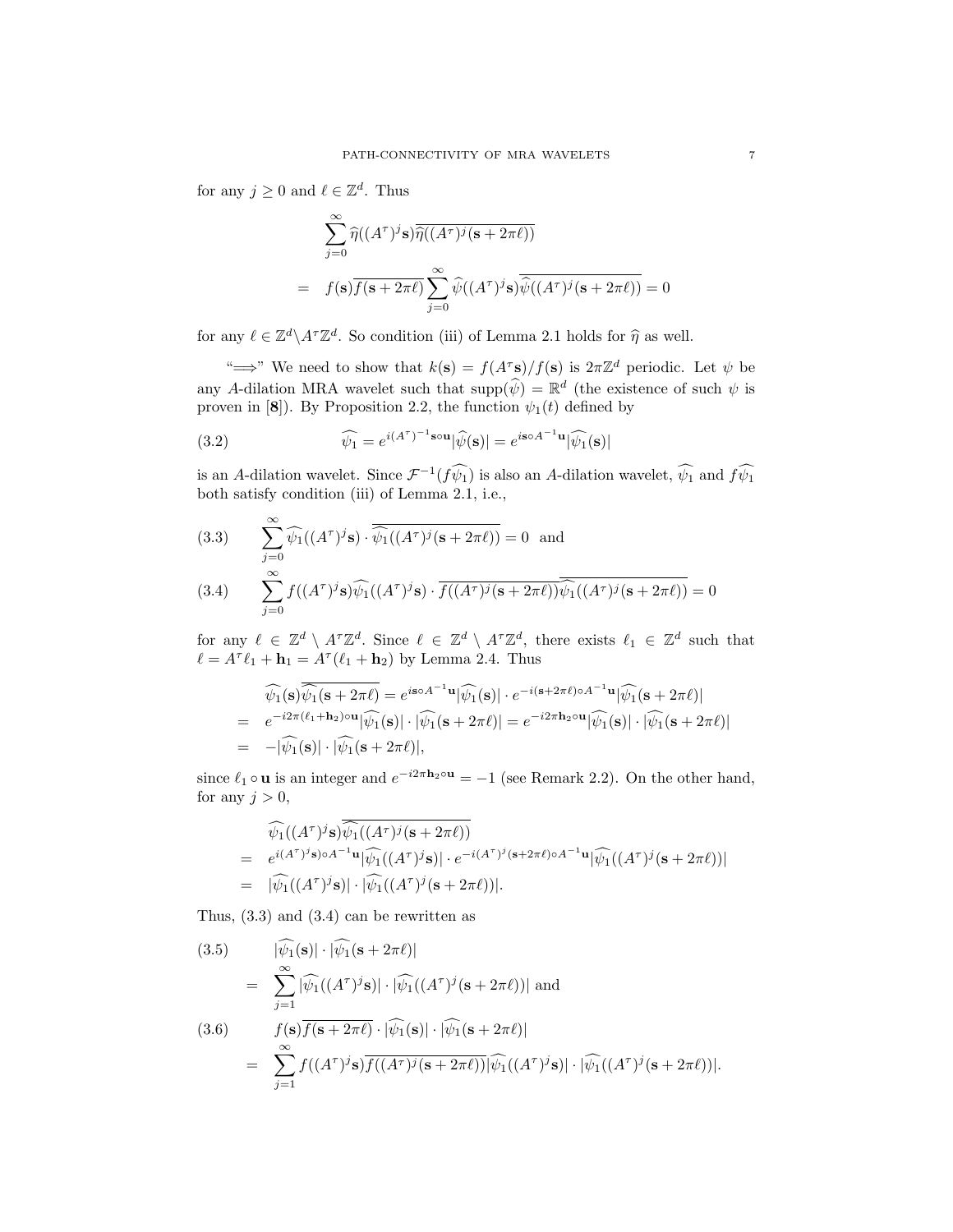for any $j \geq 0$ and $\ell \in \mathbb{Z}^d$. Thus

$$
\begin{aligned}
&\sum_{j=0}^{\infty} \widehat{\eta}((A^\tau)^j \mathbf{s}) \overline{\widehat{\eta}((A^\tau)^j(\mathbf{s}+2\pi\ell))} \\
= \quad & f(\mathbf{s})\overline{f(\mathbf{s}+2\pi\ell)} \sum_{j=0}^{\infty} \widehat{\psi}((A^\tau)^j \mathbf{s}) \overline{\widehat{\psi}((A^\tau)^j(\mathbf{s}+2\pi\ell))} = 0
\end{aligned}
$$

for any $\ell \in \mathbb{Z}^d \backslash A^\tau \mathbb{Z}^d$. So condition (iii) of Lemma 2.1 holds for $\widehat{\eta}$ as well.

"$\Longrightarrow$" We need to show that $k(\mathbf{s}) = f(A^\tau \mathbf{s})/f(\mathbf{s})$ is $2\pi\mathbb{Z}^d$ periodic. Let $\psi$ be any $A$-dilation MRA wavelet such that $\text{supp}(\widehat{\psi}) = \mathbb{R}^d$ (the existence of such $\psi$ is proven in [**8**]). By Proposition 2.2, the function $\psi_1(t)$ defined by

$$
\widehat{\psi_1} = e^{i(A^\tau)^{-1}\mathbf{s}\circ\mathbf{u}} |\widehat{\psi}(\mathbf{s})| = e^{i\mathbf{s}\circ A^{-1}\mathbf{u}} |\widehat{\psi_1}(\mathbf{s})| \tag{3.2}
$$

is an $A$-dilation wavelet. Since $\mathcal{F}^{-1}(f\widehat{\psi_1})$ is also an $A$-dilation wavelet, $\widehat{\psi_1}$ and $f\widehat{\psi_1}$ both satisfy condition (iii) of Lemma 2.1, i.e.,

$$
\sum_{j=0}^{\infty} \widehat{\psi_1}((A^\tau)^j \mathbf{s}) \cdot \overline{\widehat{\psi_1}((A^\tau)^j(\mathbf{s}+2\pi\ell))} = 0 \quad \text{and} \tag{3.3}
$$

$$
\sum_{j=0}^{\infty} f((A^\tau)^j \mathbf{s}) \widehat{\psi_1}((A^\tau)^j \mathbf{s}) \cdot \overline{f((A^\tau)^j(\mathbf{s}+2\pi\ell))} \overline{\widehat{\psi_1}((A^\tau)^j(\mathbf{s}+2\pi\ell))} = 0 \tag{3.4}
$$

for any $\ell \in \mathbb{Z}^d \setminus A^\tau \mathbb{Z}^d$. Since $\ell \in \mathbb{Z}^d \setminus A^\tau \mathbb{Z}^d$, there exists $\ell_1 \in \mathbb{Z}^d$ such that $\ell = A^\tau \ell_1 + \mathbf{h}_1 = A^\tau(\ell_1 + \mathbf{h}_2)$ by Lemma 2.4. Thus

$$
\begin{aligned}
& \widehat{\psi_1}(\mathbf{s})\overline{\widehat{\psi_1}(\mathbf{s}+2\pi\ell)} = e^{i\mathbf{s}\circ A^{-1}\mathbf{u}} |\widehat{\psi_1}(\mathbf{s})| \cdot e^{-i(\mathbf{s}+2\pi\ell)\circ A^{-1}\mathbf{u}} |\widehat{\psi_1}(\mathbf{s}+2\pi\ell)| \\
= \quad & e^{-i2\pi(\ell_1+\mathbf{h}_2)\circ\mathbf{u}} |\widehat{\psi_1}(\mathbf{s})| \cdot |\widehat{\psi_1}(\mathbf{s}+2\pi\ell)| = e^{-i2\pi\mathbf{h}_2\circ\mathbf{u}} |\widehat{\psi_1}(\mathbf{s})| \cdot |\widehat{\psi_1}(\mathbf{s}+2\pi\ell)| \\
= \quad & -|\widehat{\psi_1}(\mathbf{s})| \cdot |\widehat{\psi_1}(\mathbf{s}+2\pi\ell)|,
\end{aligned}
$$

since $\ell_1 \circ \mathbf{u}$ is an integer and $e^{-i2\pi\mathbf{h}_2\circ\mathbf{u}} = -1$ (see Remark 2.2). On the other hand, for any $j > 0$,

$$
\begin{aligned}
& \widehat{\psi_1}((A^\tau)^j \mathbf{s})\overline{\widehat{\psi_1}((A^\tau)^j(\mathbf{s}+2\pi\ell))} \\
= \quad & e^{i(A^\tau)^j \mathbf{s}\circ A^{-1}\mathbf{u}} |\widehat{\psi_1}((A^\tau)^j \mathbf{s})| \cdot e^{-i(A^\tau)^j(\mathbf{s}+2\pi\ell)\circ A^{-1}\mathbf{u}} |\widehat{\psi_1}((A^\tau)^j(\mathbf{s}+2\pi\ell))| \\
= \quad & |\widehat{\psi_1}((A^\tau)^j \mathbf{s})| \cdot |\widehat{\psi_1}((A^\tau)^j(\mathbf{s}+2\pi\ell))|.
\end{aligned}
$$

Thus, (3.3) and (3.4) can be rewritten as

$$
\begin{aligned}
& |\widehat{\psi_1}(\mathbf{s})| \cdot |\widehat{\psi_1}(\mathbf{s}+2\pi\ell)| \\
= \quad & \sum_{j=1}^{\infty} |\widehat{\psi_1}((A^\tau)^j \mathbf{s})| \cdot |\widehat{\psi_1}((A^\tau)^j(\mathbf{s}+2\pi\ell))| \text{ and}
\end{aligned} \tag{3.5}
$$

$$
\begin{aligned}
& f(\mathbf{s})\overline{f(\mathbf{s}+2\pi\ell)} \cdot |\widehat{\psi_1}(\mathbf{s})| \cdot |\widehat{\psi_1}(\mathbf{s}+2\pi\ell)| \\
= \quad & \sum_{j=1}^{\infty} f((A^\tau)^j \mathbf{s})\overline{f((A^\tau)^j(\mathbf{s}+2\pi\ell))} |\widehat{\psi_1}((A^\tau)^j \mathbf{s})| \cdot |\widehat{\psi_1}((A^\tau)^j(\mathbf{s}+2\pi\ell))|.
\end{aligned} \tag{3.6}
$$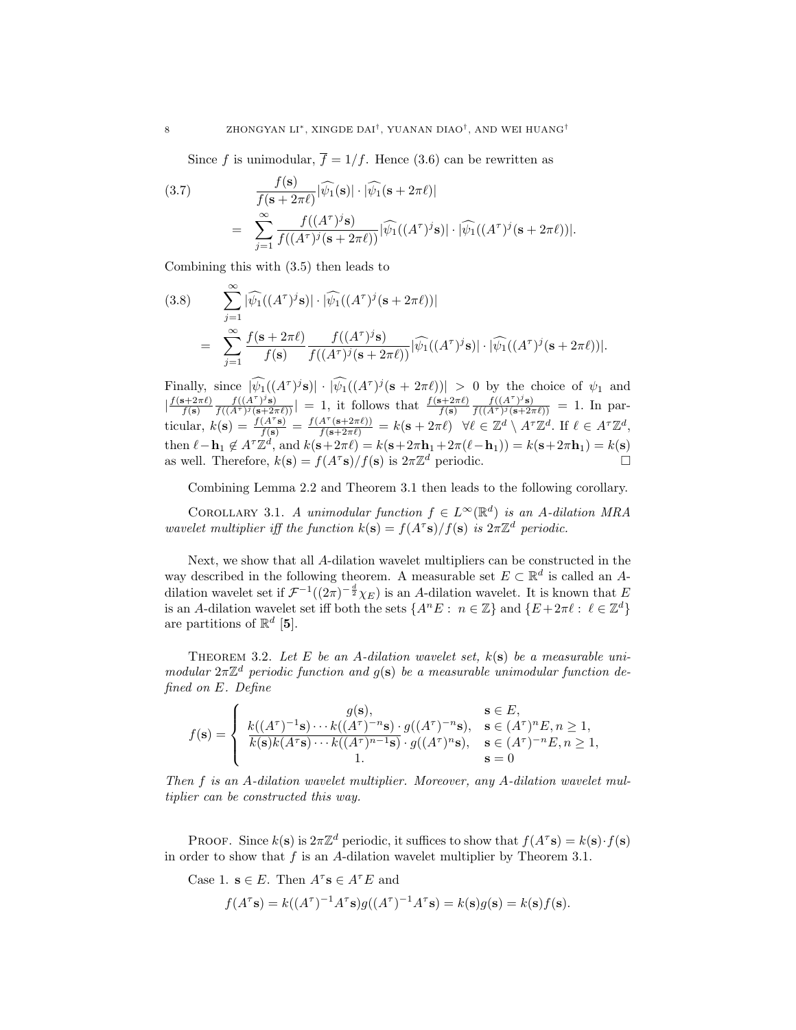Since $f$ is unimodular, $\overline{f} = 1/f$. Hence (3.6) can be rewritten as

$$
\begin{aligned}
(3.7)\qquad & \frac{f(\mathbf{s})}{f(\mathbf{s}+2\pi\ell)}|\widehat{\psi_1}(\mathbf{s})|\cdot|\widehat{\psi_1}(\mathbf{s}+2\pi\ell)| \\
&= \sum_{j=1}^{\infty} \frac{f((A^\tau)^j\mathbf{s})}{f((A^\tau)^j(\mathbf{s}+2\pi\ell))}|\widehat{\psi_1}((A^\tau)^j\mathbf{s})|\cdot|\widehat{\psi_1}((A^\tau)^j(\mathbf{s}+2\pi\ell))|.
\end{aligned}
$$

Combining this with (3.5) then leads to

$$
\begin{aligned}
(3.8)\qquad & \sum_{j=1}^{\infty}|\widehat{\psi_1}((A^\tau)^j\mathbf{s})|\cdot|\widehat{\psi_1}((A^\tau)^j(\mathbf{s}+2\pi\ell))| \\
&= \sum_{j=1}^{\infty}\frac{f(\mathbf{s}+2\pi\ell)}{f(\mathbf{s})}\frac{f((A^\tau)^j\mathbf{s})}{f((A^\tau)^j(\mathbf{s}+2\pi\ell))}|\widehat{\psi_1}((A^\tau)^j\mathbf{s})|\cdot|\widehat{\psi_1}((A^\tau)^j(\mathbf{s}+2\pi\ell))|.
\end{aligned}
$$

Finally, since $|\widehat{\psi_1}((A^\tau)^j\mathbf{s})|\cdot|\widehat{\psi_1}((A^\tau)^j(\mathbf{s}+2\pi\ell))| > 0$ by the choice of $\psi_1$ and $|\frac{f(\mathbf{s}+2\pi\ell)}{f(\mathbf{s})}\frac{f((A^\tau)^j\mathbf{s})}{f((A^\tau)^j(\mathbf{s}+2\pi\ell))}| = 1$, it follows that $\frac{f(\mathbf{s}+2\pi\ell)}{f(\mathbf{s})}\frac{f((A^\tau)^j\mathbf{s})}{f((A^\tau)^j(\mathbf{s}+2\pi\ell))} = 1$. In particular, $k(\mathbf{s}) = \frac{f(A^\tau\mathbf{s})}{f(\mathbf{s})} = \frac{f(A^\tau(\mathbf{s}+2\pi\ell))}{f(\mathbf{s}+2\pi\ell)} = k(\mathbf{s}+2\pi\ell)\ \ \forall \ell \in \mathbb{Z}^d \setminus A^\tau\mathbb{Z}^d$. If $\ell \in A^\tau\mathbb{Z}^d$, then $\ell - \mathbf{h}_1 \notin A^\tau\mathbb{Z}^d$, and $k(\mathbf{s}+2\pi\ell) = k(\mathbf{s}+2\pi\mathbf{h}_1+2\pi(\ell-\mathbf{h}_1)) = k(\mathbf{s}+2\pi\mathbf{h}_1) = k(\mathbf{s})$ as well. Therefore, $k(\mathbf{s}) = f(A^\tau\mathbf{s})/f(\mathbf{s})$ is $2\pi\mathbb{Z}^d$ periodic. $\square$

Combining Lemma 2.2 and Theorem 3.1 then leads to the following corollary.

Corollary 3.1. *A unimodular function $f \in L^\infty(\mathbb{R}^d)$ is an $A$-dilation MRA wavelet multiplier iff the function $k(\mathbf{s}) = f(A^\tau\mathbf{s})/f(\mathbf{s})$ is $2\pi\mathbb{Z}^d$ periodic.*

Next, we show that all $A$-dilation wavelet multipliers can be constructed in the way described in the following theorem. A measurable set $E \subset \mathbb{R}^d$ is called an $A$-dilation wavelet set if $\mathcal{F}^{-1}((2\pi)^{-\frac{d}{2}}\chi_E)$ is an $A$-dilation wavelet. It is known that $E$ is an $A$-dilation wavelet set iff both the sets $\{A^nE:\ n \in \mathbb{Z}\}$ and $\{E+2\pi\ell:\ \ell \in \mathbb{Z}^d\}$ are partitions of $\mathbb{R}^d$ [**5**].

Theorem 3.2. *Let $E$ be an $A$-dilation wavelet set, $k(\mathbf{s})$ be a measurable unimodular $2\pi\mathbb{Z}^d$ periodic function and $g(\mathbf{s})$ be a measurable unimodular function defined on $E$. Define*

$$
f(\mathbf{s}) = \begin{cases} g(\mathbf{s}), & \mathbf{s} \in E, \\ k((A^\tau)^{-1}\mathbf{s})\cdots k((A^\tau)^{-n}\mathbf{s})\cdot g((A^\tau)^{-n}\mathbf{s}), & \mathbf{s} \in (A^\tau)^nE, n \geq 1, \\ \overline{k(\mathbf{s})k(A^\tau\mathbf{s})\cdots k((A^\tau)^{n-1}\mathbf{s})}\cdot g((A^\tau)^n\mathbf{s}), & \mathbf{s} \in (A^\tau)^{-n}E, n \geq 1, \\ 1. & \mathbf{s} = 0 \end{cases}
$$

*Then $f$ is an $A$-dilation wavelet multiplier. Moreover, any $A$-dilation wavelet multiplier can be constructed this way.*

Proof. Since $k(\mathbf{s})$ is $2\pi\mathbb{Z}^d$ periodic, it suffices to show that $f(A^\tau\mathbf{s}) = k(\mathbf{s})\cdot f(\mathbf{s})$ in order to show that $f$ is an $A$-dilation wavelet multiplier by Theorem 3.1.

Case 1. $\mathbf{s} \in E$. Then $A^\tau\mathbf{s} \in A^\tau E$ and

$$
f(A^\tau\mathbf{s}) = k((A^\tau)^{-1}A^\tau\mathbf{s})g((A^\tau)^{-1}A^\tau\mathbf{s}) = k(\mathbf{s})g(\mathbf{s}) = k(\mathbf{s})f(\mathbf{s}).
$$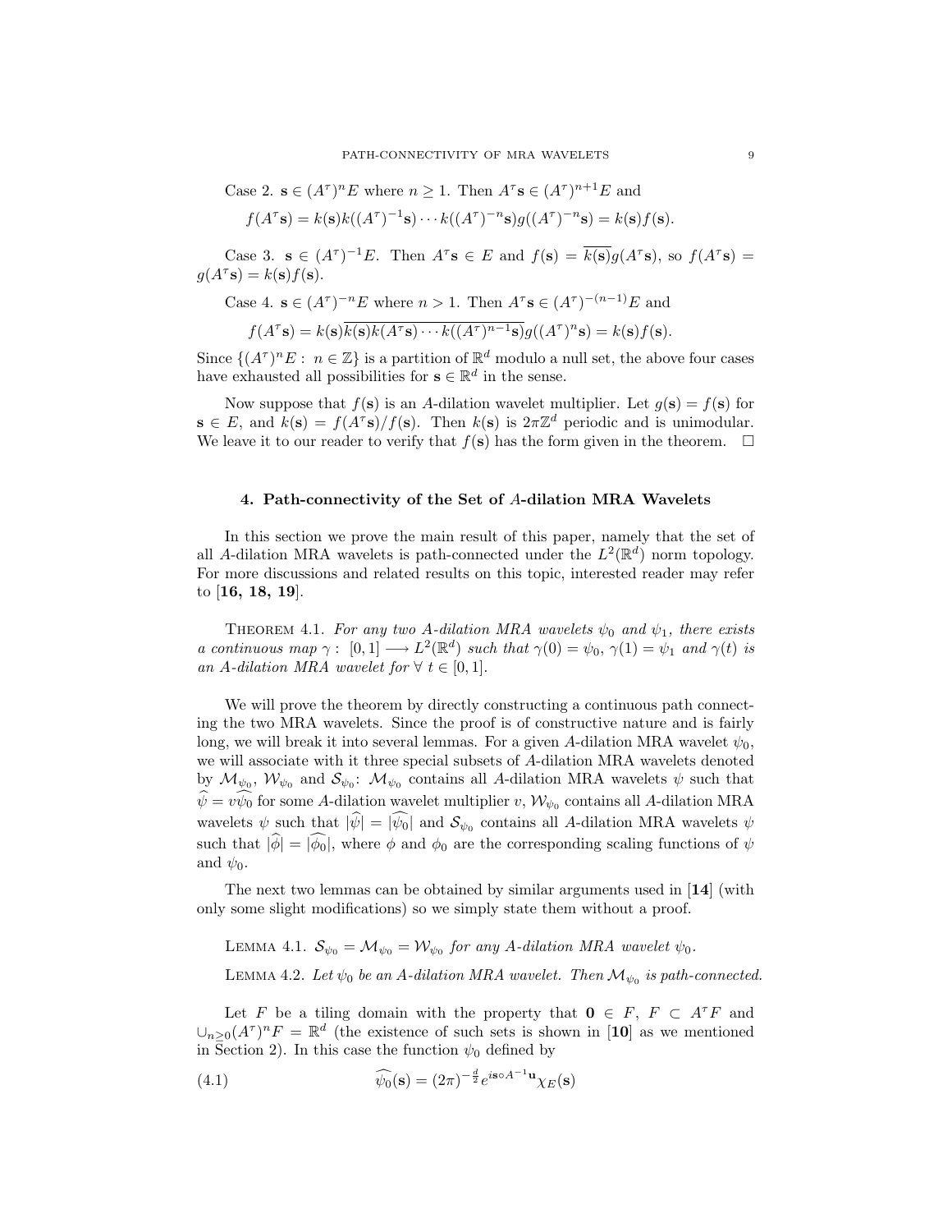Case 2. $\mathbf{s} \in (A^\tau)^n E$ where $n \geq 1$. Then $A^\tau \mathbf{s} \in (A^\tau)^{n+1}E$ and

$$f(A^\tau \mathbf{s}) = k(\mathbf{s})k((A^\tau)^{-1}\mathbf{s}) \cdots k((A^\tau)^{-n}\mathbf{s})g((A^\tau)^{-n}\mathbf{s}) = k(\mathbf{s})f(\mathbf{s}).$$

Case 3. $\mathbf{s} \in (A^\tau)^{-1}E$. Then $A^\tau \mathbf{s} \in E$ and $f(\mathbf{s}) = \overline{k(\mathbf{s})}g(A^\tau \mathbf{s})$, so $f(A^\tau \mathbf{s}) = g(A^\tau \mathbf{s}) = k(\mathbf{s})f(\mathbf{s})$.

Case 4. $\mathbf{s} \in (A^\tau)^{-n}E$ where $n > 1$. Then $A^\tau \mathbf{s} \in (A^\tau)^{-(n-1)}E$ and

$$f(A^\tau \mathbf{s}) = k(\mathbf{s})\overline{k(\mathbf{s})k(A^\tau \mathbf{s}) \cdots k((A^\tau)^{n-1}\mathbf{s})}g((A^\tau)^n \mathbf{s}) = k(\mathbf{s})f(\mathbf{s}).$$

Since $\{(A^\tau)^n E : \; n \in \mathbb{Z}\}$ is a partition of $\mathbb{R}^d$ modulo a null set, the above four cases have exhausted all possibilities for $\mathbf{s} \in \mathbb{R}^d$ in the sense.

Now suppose that $f(\mathbf{s})$ is an $A$-dilation wavelet multiplier. Let $g(\mathbf{s}) = f(\mathbf{s})$ for $\mathbf{s} \in E$, and $k(\mathbf{s}) = f(A^\tau \mathbf{s})/f(\mathbf{s})$. Then $k(\mathbf{s})$ is $2\pi\mathbb{Z}^d$ periodic and is unimodular. We leave it to our reader to verify that $f(\mathbf{s})$ has the form given in the theorem. $\square$

## 4. Path-connectivity of the Set of $A$-dilation MRA Wavelets

In this section we prove the main result of this paper, namely that the set of all $A$-dilation MRA wavelets is path-connected under the $L^2(\mathbb{R}^d)$ norm topology. For more discussions and related results on this topic, interested reader may refer to [**16, 18, 19**].

THEOREM 4.1. *For any two $A$-dilation MRA wavelets $\psi_0$ and $\psi_1$, there exists a continuous map $\gamma : \; [0,1] \longrightarrow L^2(\mathbb{R}^d)$ such that $\gamma(0) = \psi_0$, $\gamma(1) = \psi_1$ and $\gamma(t)$ is an $A$-dilation MRA wavelet for $\forall \; t \in [0,1]$.*

We will prove the theorem by directly constructing a continuous path connecting the two MRA wavelets. Since the proof is of constructive nature and is fairly long, we will break it into several lemmas. For a given $A$-dilation MRA wavelet $\psi_0$, we will associate with it three special subsets of $A$-dilation MRA wavelets denoted by $\mathcal{M}_{\psi_0}$, $\mathcal{W}_{\psi_0}$ and $\mathcal{S}_{\psi_0}$: $\mathcal{M}_{\psi_0}$ contains all $A$-dilation MRA wavelets $\psi$ such that $\widehat{\psi} = v\widehat{\psi_0}$ for some $A$-dilation wavelet multiplier $v$, $\mathcal{W}_{\psi_0}$ contains all $A$-dilation MRA wavelets $\psi$ such that $|\widehat{\psi}| = |\widehat{\psi_0}|$ and $\mathcal{S}_{\psi_0}$ contains all $A$-dilation MRA wavelets $\psi$ such that $|\widehat{\phi}| = |\widehat{\phi_0}|$, where $\phi$ and $\phi_0$ are the corresponding scaling functions of $\psi$ and $\psi_0$.

The next two lemmas can be obtained by similar arguments used in [**14**] (with only some slight modifications) so we simply state them without a proof.

LEMMA 4.1. *$\mathcal{S}_{\psi_0} = \mathcal{M}_{\psi_0} = \mathcal{W}_{\psi_0}$ for any $A$-dilation MRA wavelet $\psi_0$.*

LEMMA 4.2. *Let $\psi_0$ be an $A$-dilation MRA wavelet. Then $\mathcal{M}_{\psi_0}$ is path-connected.*

Let $F$ be a tiling domain with the property that $\mathbf{0} \in F$, $F \subset A^\tau F$ and $\cup_{n \geq 0}(A^\tau)^n F = \mathbb{R}^d$ (the existence of such sets is shown in [**10**] as we mentioned in Section 2). In this case the function $\psi_0$ defined by

$$\widehat{\psi_0}(\mathbf{s}) = (2\pi)^{-\frac{d}{2}} e^{i\mathbf{s} \circ A^{-1}\mathbf{u}} \chi_E(\mathbf{s}) \tag{4.1}$$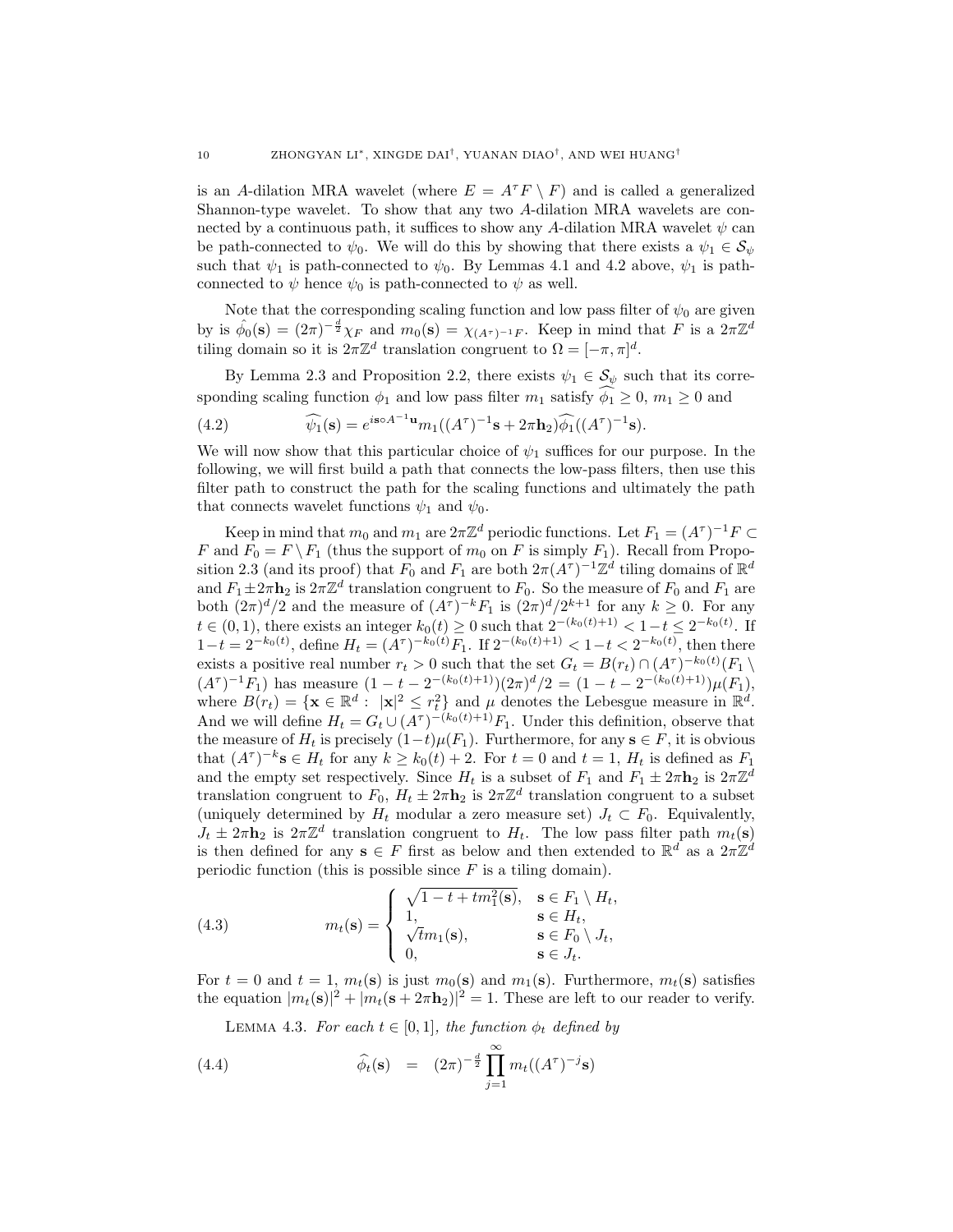is an $A$-dilation MRA wavelet (where $E = A^\tau F \setminus F$) and is called a generalized Shannon-type wavelet. To show that any two $A$-dilation MRA wavelets are connected by a continuous path, it suffices to show any $A$-dilation MRA wavelet $\psi$ can be path-connected to $\psi_0$. We will do this by showing that there exists a $\psi_1 \in \mathcal{S}_\psi$ such that $\psi_1$ is path-connected to $\psi_0$. By Lemmas 4.1 and 4.2 above, $\psi_1$ is path-connected to $\psi$ hence $\psi_0$ is path-connected to $\psi$ as well.

Note that the corresponding scaling function and low pass filter of $\psi_0$ are given by is $\hat{\phi_0}(\mathbf{s}) = (2\pi)^{-\frac{d}{2}}\chi_F$ and $m_0(\mathbf{s}) = \chi_{(A^\tau)^{-1}F}$. Keep in mind that $F$ is a $2\pi\mathbb{Z}^d$ tiling domain so it is $2\pi\mathbb{Z}^d$ translation congruent to $\Omega = [-\pi, \pi]^d$.

By Lemma 2.3 and Proposition 2.2, there exists $\psi_1 \in \mathcal{S}_\psi$ such that its corresponding scaling function $\phi_1$ and low pass filter $m_1$ satisfy $\widehat{\phi_1} \geq 0$, $m_1 \geq 0$ and

$$\widehat{\psi_1}(\mathbf{s}) = e^{i\mathbf{s}\circ A^{-1}\mathbf{u}} m_1((A^\tau)^{-1}\mathbf{s} + 2\pi\mathbf{h}_2)\widehat{\phi_1}((A^\tau)^{-1}\mathbf{s}). \tag{4.2}$$

We will now show that this particular choice of $\psi_1$ suffices for our purpose. In the following, we will first build a path that connects the low-pass filters, then use this filter path to construct the path for the scaling functions and ultimately the path that connects wavelet functions $\psi_1$ and $\psi_0$.

Keep in mind that $m_0$ and $m_1$ are $2\pi\mathbb{Z}^d$ periodic functions. Let $F_1 = (A^\tau)^{-1}F \subset F$ and $F_0 = F \setminus F_1$ (thus the support of $m_0$ on $F$ is simply $F_1$). Recall from Proposition 2.3 (and its proof) that $F_0$ and $F_1$ are both $2\pi(A^\tau)^{-1}\mathbb{Z}^d$ tiling domains of $\mathbb{R}^d$ and $F_1 \pm 2\pi\mathbf{h}_2$ is $2\pi\mathbb{Z}^d$ translation congruent to $F_0$. So the measure of $F_0$ and $F_1$ are both $(2\pi)^d/2$ and the measure of $(A^\tau)^{-k}F_1$ is $(2\pi)^d/2^{k+1}$ for any $k \geq 0$. For any $t \in (0,1)$, there exists an integer $k_0(t) \geq 0$ such that $2^{-(k_0(t)+1)} < 1-t \leq 2^{-k_0(t)}$. If $1-t = 2^{-k_0(t)}$, define $H_t = (A^\tau)^{-k_0(t)}F_1$. If $2^{-(k_0(t)+1)} < 1-t < 2^{-k_0(t)}$, then there exists a positive real number $r_t > 0$ such that the set $G_t = B(r_t) \cap (A^\tau)^{-k_0(t)}(F_1 \setminus (A^\tau)^{-1}F_1)$ has measure $(1-t-2^{-(k_0(t)+1)})(2\pi)^d/2 = (1-t-2^{-(k_0(t)+1)})\mu(F_1)$, where $B(r_t) = \{\mathbf{x} \in \mathbb{R}^d: \ |\mathbf{x}|^2 \leq r_t^2\}$ and $\mu$ denotes the Lebesgue measure in $\mathbb{R}^d$. And we will define $H_t = G_t \cup (A^\tau)^{-(k_0(t)+1)}F_1$. Under this definition, observe that the measure of $H_t$ is precisely $(1-t)\mu(F_1)$. Furthermore, for any $\mathbf{s} \in F$, it is obvious that $(A^\tau)^{-k}\mathbf{s} \in H_t$ for any $k \geq k_0(t)+2$. For $t = 0$ and $t = 1$, $H_t$ is defined as $F_1$ and the empty set respectively. Since $H_t$ is a subset of $F_1$ and $F_1 \pm 2\pi\mathbf{h}_2$ is $2\pi\mathbb{Z}^d$ translation congruent to $F_0$, $H_t \pm 2\pi\mathbf{h}_2$ is $2\pi\mathbb{Z}^d$ translation congruent to a subset (uniquely determined by $H_t$ modular a zero measure set) $J_t \subset F_0$. Equivalently, $J_t \pm 2\pi\mathbf{h}_2$ is $2\pi\mathbb{Z}^d$ translation congruent to $H_t$. The low pass filter path $m_t(\mathbf{s})$ is then defined for any $\mathbf{s} \in F$ first as below and then extended to $\mathbb{R}^d$ as a $2\pi\mathbb{Z}^d$ periodic function (this is possible since $F$ is a tiling domain).

$$m_t(\mathbf{s}) = \begin{cases} \sqrt{1-t+tm_1^2(\mathbf{s})}, & \mathbf{s} \in F_1 \setminus H_t, \\ 1, & \mathbf{s} \in H_t, \\ \sqrt{t}m_1(\mathbf{s}), & \mathbf{s} \in F_0 \setminus J_t, \\ 0, & \mathbf{s} \in J_t. \end{cases} \tag{4.3}$$

For $t = 0$ and $t = 1$, $m_t(\mathbf{s})$ is just $m_0(\mathbf{s})$ and $m_1(\mathbf{s})$. Furthermore, $m_t(\mathbf{s})$ satisfies the equation $|m_t(\mathbf{s})|^2 + |m_t(\mathbf{s}+2\pi\mathbf{h}_2)|^2 = 1$. These are left to our reader to verify.

LEMMA 4.3. *For each $t \in [0,1]$, the function $\phi_t$ defined by*

$$\widehat{\phi_t}(\mathbf{s}) \quad = \quad (2\pi)^{-\frac{d}{2}} \prod_{j=1}^{\infty} m_t((A^\tau)^{-j}\mathbf{s}) \tag{4.4}$$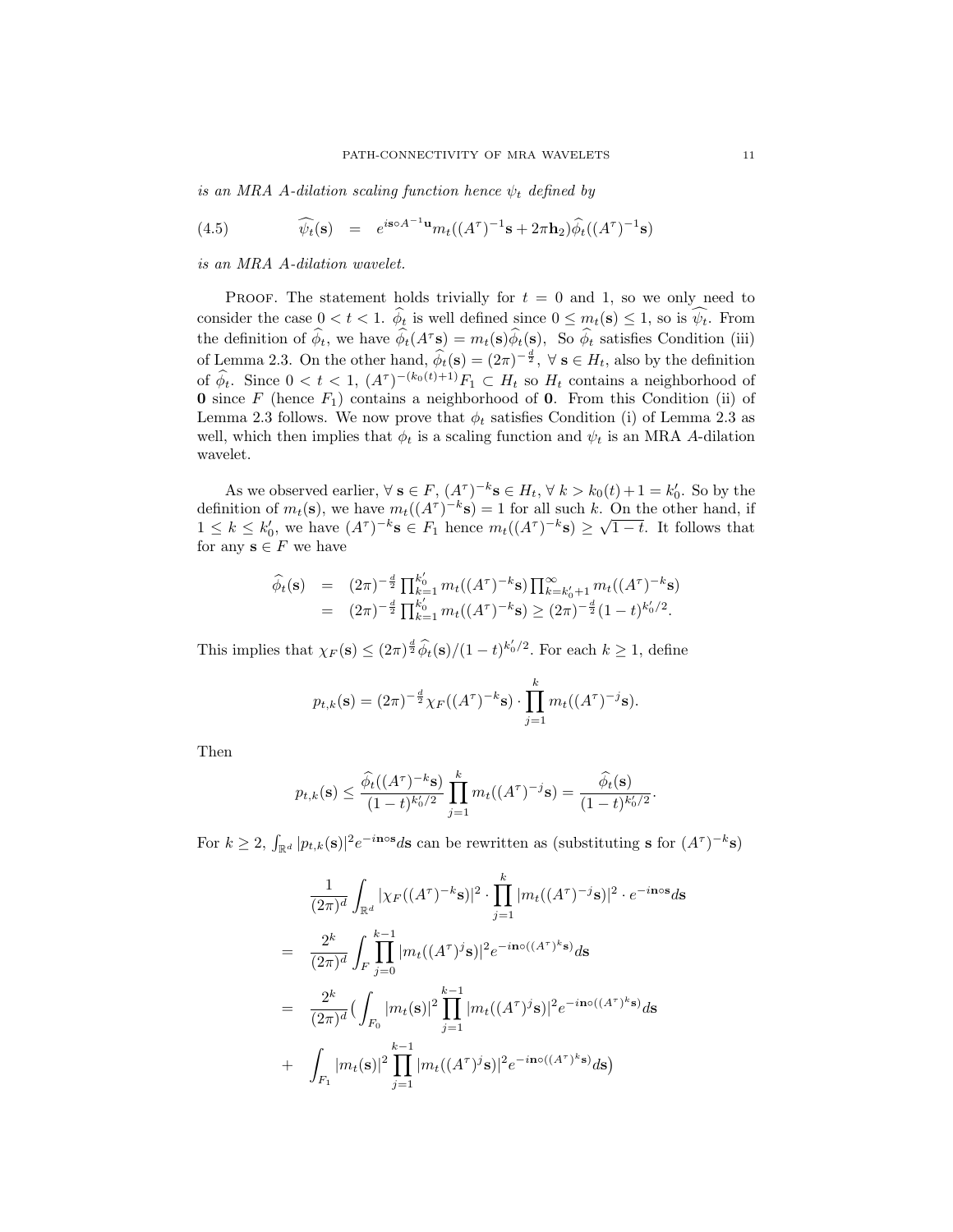*is an MRA A-dilation scaling function hence $\psi_t$ defined by*

$$\widehat{\psi_t}(\mathbf{s}) \;=\; e^{i\mathbf{s}\circ A^{-1}\mathbf{u}} m_t((A^\tau)^{-1}\mathbf{s}+2\pi\mathbf{h}_2)\widehat{\phi_t}((A^\tau)^{-1}\mathbf{s}) \tag{4.5}$$

*is an MRA A-dilation wavelet.*

Proof. The statement holds trivially for $t=0$ and 1, so we only need to consider the case $0<t<1$. $\widehat{\phi_t}$ is well defined since $0\le m_t(\mathbf{s})\le 1$, so is $\widehat{\psi_t}$. From the definition of $\widehat{\phi_t}$, we have $\widehat{\phi_t}(A^\tau\mathbf{s}) = m_t(\mathbf{s})\widehat{\phi_t}(\mathbf{s})$, So $\widehat{\phi_t}$ satisfies Condition (iii) of Lemma 2.3. On the other hand, $\widehat{\phi_t}(\mathbf{s}) = (2\pi)^{-\frac{d}{2}}$, $\forall\ \mathbf{s}\in H_t$, also by the definition of $\widehat{\phi_t}$. Since $0<t<1$, $(A^\tau)^{-(k_0(t)+1)}F_1\subset H_t$ so $H_t$ contains a neighborhood of $\mathbf{0}$ since $F$ (hence $F_1$) contains a neighborhood of $\mathbf{0}$. From this Condition (ii) of Lemma 2.3 follows. We now prove that $\phi_t$ satisfies Condition (i) of Lemma 2.3 as well, which then implies that $\phi_t$ is a scaling function and $\psi_t$ is an MRA $A$-dilation wavelet.

As we observed earlier, $\forall\ \mathbf{s}\in F$, $(A^\tau)^{-k}\mathbf{s}\in H_t$, $\forall\ k>k_0(t)+1=k_0'$. So by the definition of $m_t(\mathbf{s})$, we have $m_t((A^\tau)^{-k}\mathbf{s})=1$ for all such $k$. On the other hand, if $1\le k\le k_0'$, we have $(A^\tau)^{-k}\mathbf{s}\in F_1$ hence $m_t((A^\tau)^{-k}\mathbf{s})\ge\sqrt{1-t}$. It follows that for any $\mathbf{s}\in F$ we have

$$\begin{aligned}
\widehat{\phi_t}(\mathbf{s}) &= (2\pi)^{-\frac{d}{2}}\textstyle\prod_{k=1}^{k_0'} m_t((A^\tau)^{-k}\mathbf{s})\prod_{k=k_0'+1}^{\infty} m_t((A^\tau)^{-k}\mathbf{s})\\
&= (2\pi)^{-\frac{d}{2}}\textstyle\prod_{k=1}^{k_0'} m_t((A^\tau)^{-k}\mathbf{s}) \ge (2\pi)^{-\frac{d}{2}}(1-t)^{k_0'/2}.
\end{aligned}$$

This implies that $\chi_F(\mathbf{s})\le(2\pi)^{\frac{d}{2}}\widehat{\phi_t}(\mathbf{s})/(1-t)^{k_0'/2}$. For each $k\ge 1$, define

$$p_{t,k}(\mathbf{s}) = (2\pi)^{-\frac{d}{2}}\chi_F((A^\tau)^{-k}\mathbf{s})\cdot\prod_{j=1}^{k} m_t((A^\tau)^{-j}\mathbf{s}).$$

Then

$$p_{t,k}(\mathbf{s}) \le \frac{\widehat{\phi_t}((A^\tau)^{-k}\mathbf{s})}{(1-t)^{k_0'/2}}\prod_{j=1}^{k} m_t((A^\tau)^{-j}s) = \frac{\widehat{\phi_t}(\mathbf{s})}{(1-t)^{k_0'/2}}.$$

For $k\ge 2$, $\int_{\mathbb{R}^d}|p_{t,k}(\mathbf{s})|^2 e^{-i\mathbf{n}\circ\mathbf{s}}d\mathbf{s}$ can be rewritten as (substituting $\mathbf{s}$ for $(A^\tau)^{-k}\mathbf{s}$)

$$\begin{aligned}
&\frac{1}{(2\pi)^d}\int_{\mathbb{R}^d}|\chi_F((A^\tau)^{-k}\mathbf{s})|^2\cdot\prod_{j=1}^{k}|m_t((A^\tau)^{-j}\mathbf{s})|^2\cdot e^{-i\mathbf{n}\circ\mathbf{s}}d\mathbf{s}\\
=\;& \frac{2^k}{(2\pi)^d}\int_F\prod_{j=0}^{k-1}|m_t((A^\tau)^{j}\mathbf{s})|^2 e^{-i\mathbf{n}\circ((A^\tau)^k\mathbf{s})}d\mathbf{s}\\
=\;& \frac{2^k}{(2\pi)^d}\Big(\int_{F_0}|m_t(\mathbf{s})|^2\prod_{j=1}^{k-1}|m_t((A^\tau)^{j}\mathbf{s})|^2 e^{-i\mathbf{n}\circ((A^\tau)^k\mathbf{s})}d\mathbf{s}\\
+\;& \int_{F_1}|m_t(\mathbf{s})|^2\prod_{j=1}^{k-1}|m_t((A^\tau)^{j}\mathbf{s})|^2 e^{-i\mathbf{n}\circ((A^\tau)^k\mathbf{s})}d\mathbf{s}\Big)
\end{aligned}$$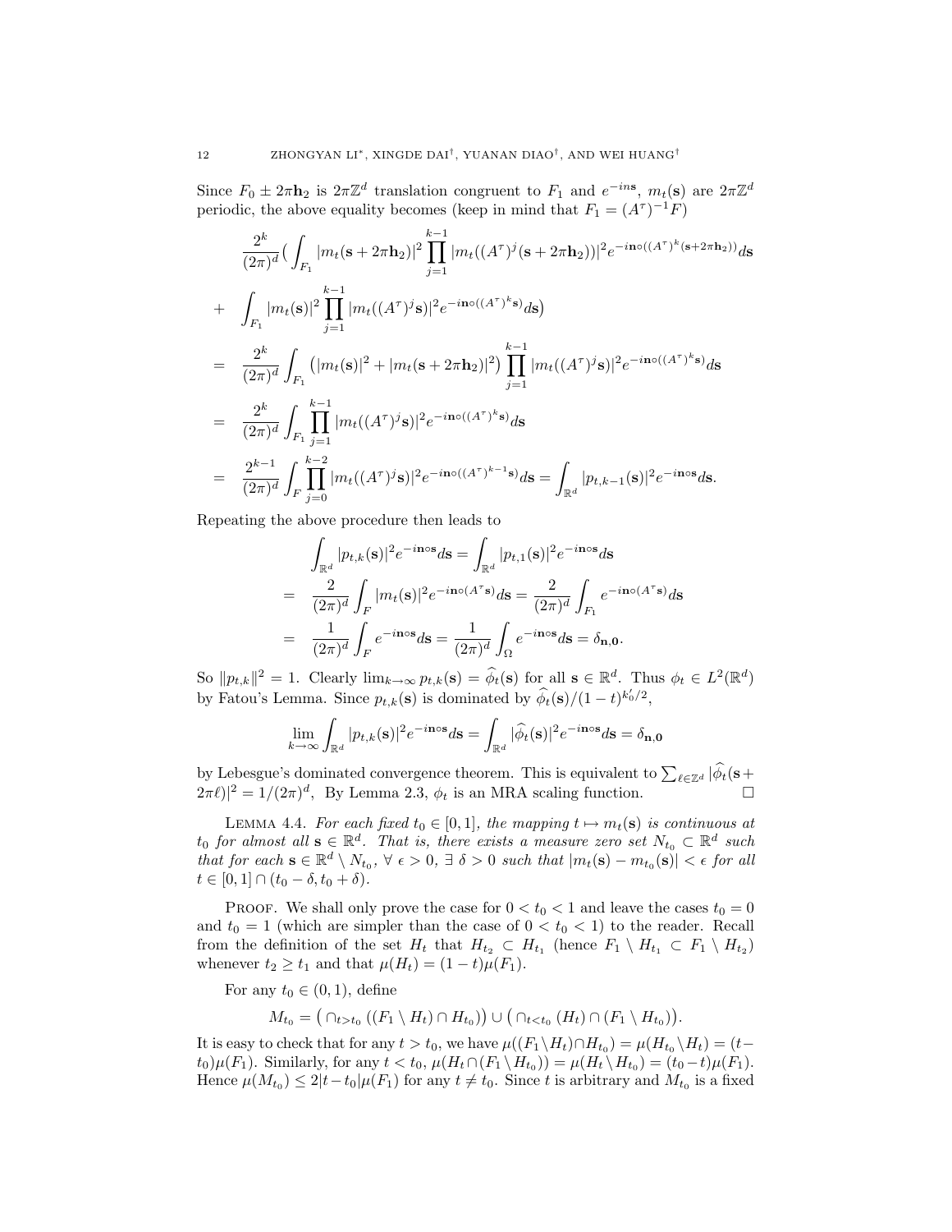Since $F_0 \pm 2\pi \mathbf{h}_2$ is $2\pi\mathbb{Z}^d$ translation congruent to $F_1$ and $e^{-in\mathbf{s}}$, $m_t(\mathbf{s})$ are $2\pi\mathbb{Z}^d$ periodic, the above equality becomes (keep in mind that $F_1 = (A^\tau)^{-1}F$)

$$
\begin{aligned}
& \frac{2^k}{(2\pi)^d}\Big( \int_{F_1} |m_t(\mathbf{s}+2\pi\mathbf{h}_2)|^2 \prod_{j=1}^{k-1} |m_t((A^\tau)^j(\mathbf{s}+2\pi\mathbf{h}_2))|^2 e^{-i\mathbf{n}\circ((A^\tau)^k(\mathbf{s}+2\pi\mathbf{h}_2))} d\mathbf{s} \\
+ & \int_{F_1} |m_t(\mathbf{s})|^2 \prod_{j=1}^{k-1} |m_t((A^\tau)^j\mathbf{s})|^2 e^{-i\mathbf{n}\circ((A^\tau)^k\mathbf{s})} d\mathbf{s}\Big) \\
= & \frac{2^k}{(2\pi)^d}\int_{F_1} \big(|m_t(\mathbf{s})|^2 + |m_t(\mathbf{s}+2\pi\mathbf{h}_2)|^2\big) \prod_{j=1}^{k-1} |m_t((A^\tau)^j\mathbf{s})|^2 e^{-i\mathbf{n}\circ((A^\tau)^k\mathbf{s})} d\mathbf{s} \\
= & \frac{2^k}{(2\pi)^d}\int_{F_1} \prod_{j=1}^{k-1} |m_t((A^\tau)^j\mathbf{s})|^2 e^{-i\mathbf{n}\circ((A^\tau)^k\mathbf{s})} d\mathbf{s} \\
= & \frac{2^{k-1}}{(2\pi)^d}\int_{F} \prod_{j=0}^{k-2} |m_t((A^\tau)^j\mathbf{s})|^2 e^{-i\mathbf{n}\circ((A^\tau)^{k-1}\mathbf{s})} d\mathbf{s} = \int_{\mathbb{R}^d} |p_{t,k-1}(\mathbf{s})|^2 e^{-i\mathbf{n}\circ\mathbf{s}} d\mathbf{s}.
\end{aligned}
$$

Repeating the above procedure then leads to

$$
\begin{aligned}
& \int_{\mathbb{R}^d} |p_{t,k}(\mathbf{s})|^2 e^{-i\mathbf{n}\circ\mathbf{s}} d\mathbf{s} = \int_{\mathbb{R}^d} |p_{t,1}(\mathbf{s})|^2 e^{-i\mathbf{n}\circ\mathbf{s}} d\mathbf{s} \\
= & \frac{2}{(2\pi)^d}\int_F |m_t(\mathbf{s})|^2 e^{-i\mathbf{n}\circ(A^\tau\mathbf{s})} d\mathbf{s} = \frac{2}{(2\pi)^d}\int_{F_1} e^{-i\mathbf{n}\circ(A^\tau\mathbf{s})} d\mathbf{s} \\
= & \frac{1}{(2\pi)^d}\int_F e^{-i\mathbf{n}\circ\mathbf{s}} d\mathbf{s} = \frac{1}{(2\pi)^d}\int_\Omega e^{-i\mathbf{n}\circ\mathbf{s}} d\mathbf{s} = \delta_{\mathbf{n},\mathbf{0}}.
\end{aligned}
$$

So $\|p_{t,k}\|^2 = 1$. Clearly $\lim_{k\to\infty} p_{t,k}(\mathbf{s}) = \widehat{\phi}_t(\mathbf{s})$ for all $\mathbf{s} \in \mathbb{R}^d$. Thus $\phi_t \in L^2(\mathbb{R}^d)$ by Fatou's Lemma. Since $p_{t,k}(\mathbf{s})$ is dominated by $\widehat{\phi}_t(\mathbf{s})/(1-t)^{k_0'/2}$,

$$
\lim_{k\to\infty} \int_{\mathbb{R}^d} |p_{t,k}(\mathbf{s})|^2 e^{-i\mathbf{n}\circ\mathbf{s}} d\mathbf{s} = \int_{\mathbb{R}^d} |\widehat{\phi}_t(\mathbf{s})|^2 e^{-i\mathbf{n}\circ\mathbf{s}} d\mathbf{s} = \delta_{\mathbf{n},\mathbf{0}}
$$

by Lebesgue's dominated convergence theorem. This is equivalent to $\sum_{\ell\in\mathbb{Z}^d} |\widehat{\phi}_t(\mathbf{s}+2\pi\ell)|^2 = 1/(2\pi)^d$, By Lemma 2.3, $\phi_t$ is an MRA scaling function. □

Lemma 4.4. *For each fixed $t_0 \in [0,1]$, the mapping $t \mapsto m_t(\mathbf{s})$ is continuous at $t_0$ for almost all $\mathbf{s} \in \mathbb{R}^d$. That is, there exists a measure zero set $N_{t_0} \subset \mathbb{R}^d$ such that for each $\mathbf{s} \in \mathbb{R}^d \setminus N_{t_0}$, $\forall\ \epsilon > 0$, $\exists\ \delta > 0$ such that $|m_t(\mathbf{s}) - m_{t_0}(\mathbf{s})| < \epsilon$ for all $t \in [0,1] \cap (t_0-\delta, t_0+\delta)$.*

Proof. We shall only prove the case for $0 < t_0 < 1$ and leave the cases $t_0 = 0$ and $t_0 = 1$ (which are simpler than the case of $0 < t_0 < 1$) to the reader. Recall from the definition of the set $H_t$ that $H_{t_2} \subset H_{t_1}$ (hence $F_1 \setminus H_{t_1} \subset F_1 \setminus H_{t_2}$) whenever $t_2 \geq t_1$ and that $\mu(H_t) = (1-t)\mu(F_1)$.

For any $t_0 \in (0,1)$, define

$$
M_{t_0} = \big(\cap_{t>t_0} ((F_1 \setminus H_t) \cap H_{t_0})\big) \cup \big(\cap_{t<t_0} (H_t) \cap (F_1 \setminus H_{t_0})\big).
$$

It is easy to check that for any $t > t_0$, we have $\mu((F_1 \setminus H_t) \cap H_{t_0}) = \mu(H_{t_0} \setminus H_t) = (t-t_0)\mu(F_1)$. Similarly, for any $t < t_0$, $\mu(H_t \cap (F_1 \setminus H_{t_0})) = \mu(H_t \setminus H_{t_0}) = (t_0-t)\mu(F_1)$. Hence $\mu(M_{t_0}) \leq 2|t-t_0|\mu(F_1)$ for any $t \neq t_0$. Since $t$ is arbitrary and $M_{t_0}$ is a fixed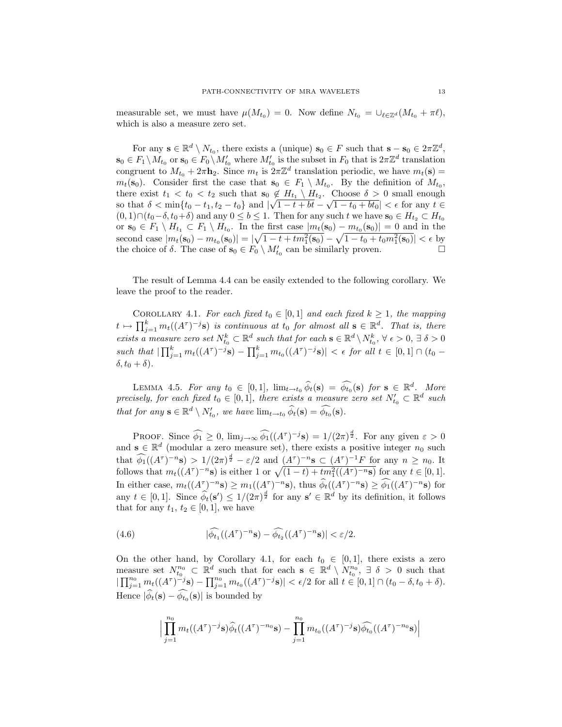measurable set, we must have $\mu(M_{t_0}) = 0$. Now define $N_{t_0} = \cup_{\ell\in\mathbb{Z}^d}(M_{t_0} + \pi\ell)$, which is also a measure zero set.

For any $\mathbf{s} \in \mathbb{R}^d \setminus N_{t_0}$, there exists a (unique) $\mathbf{s}_0 \in F$ such that $\mathbf{s} - \mathbf{s}_0 \in 2\pi\mathbb{Z}^d$, $\mathbf{s}_0 \in F_1 \setminus M_{t_0}$ or $\mathbf{s}_0 \in F_0 \setminus M'_{t_0}$ where $M'_{t_0}$ is the subset in $F_0$ that is $2\pi\mathbb{Z}^d$ translation congruent to $M_{t_0} + 2\pi\mathbf{h}_2$. Since $m_t$ is $2\pi\mathbb{Z}^d$ translation periodic, we have $m_t(\mathbf{s}) = m_t(\mathbf{s}_0)$. Consider first the case that $\mathbf{s}_0 \in F_1 \setminus M_{t_0}$. By the definition of $M_{t_0}$, there exist $t_1 < t_0 < t_2$ such that $\mathbf{s}_0 \notin H_{t_1} \setminus H_{t_2}$. Choose $\delta > 0$ small enough so that $\delta < \min\{t_0 - t_1, t_2 - t_0\}$ and $|\sqrt{1-t+bt} - \sqrt{1-t_0+bt_0}| < \epsilon$ for any $t \in (0,1)\cap(t_0-\delta, t_0+\delta)$ and any $0 \le b \le 1$. Then for any such $t$ we have $\mathbf{s}_0 \in H_{t_2} \subset H_{t_0}$ or $\mathbf{s}_0 \in F_1 \setminus H_{t_1} \subset F_1 \setminus H_{t_0}$. In the first case $|m_t(\mathbf{s}_0) - m_{t_0}(\mathbf{s}_0)| = 0$ and in the second case $|m_t(\mathbf{s}_0) - m_{t_0}(\mathbf{s}_0)| = |\sqrt{1-t+tm_1^2(\mathbf{s}_0)} - \sqrt{1-t_0+t_0m_1^2(\mathbf{s}_0)}| < \epsilon$ by the choice of $\delta$. The case of $\mathbf{s}_0 \in F_0 \setminus M'_{t_0}$ can be similarly proven. $\square$

The result of Lemma 4.4 can be easily extended to the following corollary. We leave the proof to the reader.

Corollary 4.1. *For each fixed $t_0 \in [0,1]$ and each fixed $k \ge 1$, the mapping $t \mapsto \prod_{j=1}^k m_t((A^\tau)^{-j}\mathbf{s})$ is continuous at $t_0$ for almost all $\mathbf{s} \in \mathbb{R}^d$. That is, there exists a measure zero set $N^k_{t_0} \subset \mathbb{R}^d$ such that for each $\mathbf{s} \in \mathbb{R}^d \setminus N^k_{t_0}$, $\forall\ \epsilon > 0$, $\exists\ \delta > 0$ such that $|\prod_{j=1}^k m_t((A^\tau)^{-j}\mathbf{s}) - \prod_{j=1}^k m_{t_0}((A^\tau)^{-j}\mathbf{s})| < \epsilon$ for all $t \in [0,1] \cap (t_0 - \delta, t_0 + \delta)$.*

Lemma 4.5. *For any $t_0 \in [0,1]$, $\lim_{t\to t_0} \widehat{\phi_t}(\mathbf{s}) = \widehat{\phi_{t_0}}(\mathbf{s})$ for $\mathbf{s} \in \mathbb{R}^d$. More precisely, for each fixed $t_0 \in [0,1]$, there exists a measure zero set $N'_{t_0} \subset \mathbb{R}^d$ such that for any $\mathbf{s} \in \mathbb{R}^d \setminus N'_{t_0}$, we have $\lim_{t\to t_0} \widehat{\phi_t}(\mathbf{s}) = \widehat{\phi_{t_0}}(\mathbf{s})$.*

Proof. Since $\widehat{\phi_1} \ge 0$, $\lim_{j\to\infty} \widehat{\phi_1}((A^\tau)^{-j}\mathbf{s}) = 1/(2\pi)^{\frac{d}{2}}$. For any given $\varepsilon > 0$ and $\mathbf{s} \in \mathbb{R}^d$ (modular a zero measure set), there exists a positive integer $n_0$ such that $\widehat{\phi_1}((A^\tau)^{-n}\mathbf{s}) > 1/(2\pi)^{\frac{d}{2}} - \varepsilon/2$ and $(A^\tau)^{-n}\mathbf{s} \subset (A^\tau)^{-1}F$ for any $n \ge n_0$. It follows that $m_t((A^\tau)^{-n}\mathbf{s})$ is either 1 or $\sqrt{(1-t) + tm_1^2((A^\tau)^{-n}\mathbf{s})}$ for any $t \in [0,1]$. In either case, $m_t((A^\tau)^{-n}\mathbf{s}) \ge m_1((A^\tau)^{-n}\mathbf{s})$, thus $\widehat{\phi}_t((A^\tau)^{-n}\mathbf{s}) \ge \widehat{\phi_1}((A^\tau)^{-n}\mathbf{s})$ for any $t \in [0,1]$. Since $\widehat{\phi}_t(\mathbf{s}') \le 1/(2\pi)^{\frac{d}{2}}$ for any $\mathbf{s}' \in \mathbb{R}^d$ by its definition, it follows that for any $t_1$, $t_2 \in [0,1]$, we have

$$|\widehat{\phi_{t_1}}((A^\tau)^{-n}\mathbf{s}) - \widehat{\phi_{t_2}}((A^\tau)^{-n}\mathbf{s})| < \varepsilon/2. \tag{4.6}$$

On the other hand, by Corollary 4.1, for each $t_0 \in [0,1]$, there exists a zero measure set $N^{n_0}_{t_0} \subset \mathbb{R}^d$ such that for each $\mathbf{s} \in \mathbb{R}^d \setminus N^{n_0}_{t_0}$, $\exists\ \delta > 0$ such that $|\prod_{j=1}^{n_0} m_t((A^\tau)^{-j}\mathbf{s}) - \prod_{j=1}^{n_0} m_{t_0}((A^\tau)^{-j}\mathbf{s})| < \epsilon/2$ for all $t \in [0,1] \cap (t_0 - \delta, t_0 + \delta)$. Hence $|\widehat{\phi}_t(\mathbf{s}) - \widehat{\phi_{t_0}}(\mathbf{s})|$ is bounded by

$$\Big|\prod_{j=1}^{n_0} m_t((A^\tau)^{-j}\mathbf{s})\widehat{\phi}_t((A^\tau)^{-n_0}\mathbf{s}) - \prod_{j=1}^{n_0} m_{t_0}((A^\tau)^{-j}\mathbf{s})\widehat{\phi_{t_0}}((A^\tau)^{-n_0}\mathbf{s})\Big|$$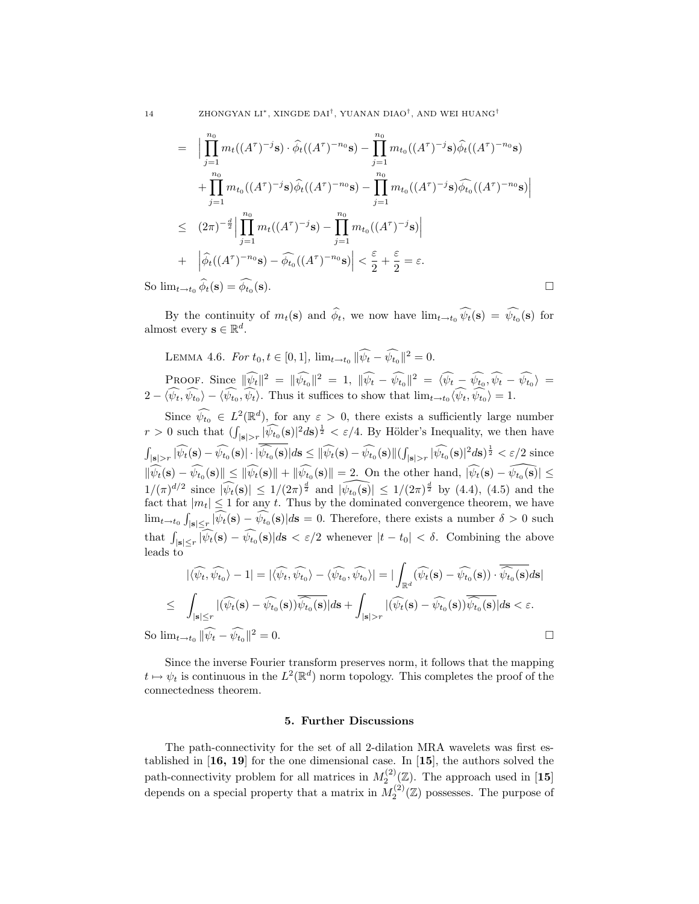$$
\begin{aligned}
&= \Big| \prod_{j=1}^{n_0} m_t((A^\tau)^{-j}\mathbf{s}) \cdot \widehat{\phi}_t((A^\tau)^{-n_0}\mathbf{s}) - \prod_{j=1}^{n_0} m_{t_0}((A^\tau)^{-j}\mathbf{s}) \widehat{\phi}_t((A^\tau)^{-n_0}\mathbf{s}) \\
&\quad + \prod_{j=1}^{n_0} m_{t_0}((A^\tau)^{-j}\mathbf{s}) \widehat{\phi}_t((A^\tau)^{-n_0}\mathbf{s}) - \prod_{j=1}^{n_0} m_{t_0}((A^\tau)^{-j}\mathbf{s}) \widehat{\phi_{t_0}}((A^\tau)^{-n_0}\mathbf{s}) \Big| \\
&\leq (2\pi)^{-\frac{d}{2}} \Big| \prod_{j=1}^{n_0} m_t((A^\tau)^{-j}\mathbf{s}) - \prod_{j=1}^{n_0} m_{t_0}((A^\tau)^{-j}\mathbf{s}) \Big| \\
&\quad + \Big| \widehat{\phi}_t((A^\tau)^{-n_0}\mathbf{s}) - \widehat{\phi_{t_0}}((A^\tau)^{-n_0}\mathbf{s}) \Big| < \frac{\varepsilon}{2} + \frac{\varepsilon}{2} = \varepsilon.
\end{aligned}
$$

So $\lim_{t \to t_0} \widehat{\phi}_t(\mathbf{s}) = \widehat{\phi_{t_0}}(\mathbf{s})$. $\square$

By the continuity of $m_t(\mathbf{s})$ and $\widehat{\phi}_t$, we now have $\lim_{t \to t_0} \widehat{\psi_t}(\mathbf{s}) = \widehat{\psi_{t_0}}(\mathbf{s})$ for almost every $\mathbf{s} \in \mathbb{R}^d$.

Lemma 4.6. *For $t_0, t \in [0,1]$, $\lim_{t \to t_0} \|\widehat{\psi_t} - \widehat{\psi_{t_0}}\|^2 = 0$.*

Proof. Since $\|\widehat{\psi_t}\|^2 = \|\widehat{\psi_{t_0}}\|^2 = 1$, $\|\widehat{\psi_t} - \widehat{\psi_{t_0}}\|^2 = \langle \widehat{\psi_t} - \widehat{\psi_{t_0}}, \widehat{\psi_t} - \widehat{\psi_{t_0}} \rangle = 2 - \langle \widehat{\psi_t}, \widehat{\psi_{t_0}} \rangle - \langle \widehat{\psi_{t_0}}, \widehat{\psi_t} \rangle$. Thus it suffices to show that $\lim_{t \to t_0} \langle \widehat{\psi_t}, \widehat{\psi_{t_0}} \rangle = 1$.

Since $\widehat{\psi_{t_0}} \in L^2(\mathbb{R}^d)$, for any $\varepsilon > 0$, there exists a sufficiently large number $r > 0$ such that $(\int_{|\mathbf{s}|>r} |\widehat{\psi_{t_0}}(\mathbf{s})|^2 d\mathbf{s})^{\frac{1}{2}} < \varepsilon/4$. By Hölder's Inequality, we then have $\int_{|\mathbf{s}|>r} |\widehat{\psi_t}(\mathbf{s}) - \widehat{\psi_{t_0}}(\mathbf{s})| \cdot |\overline{\widehat{\psi_{t_0}}(\mathbf{s})}| d\mathbf{s} \leq \|\widehat{\psi_t}(\mathbf{s}) - \widehat{\psi_{t_0}}(\mathbf{s})\| (\int_{|\mathbf{s}|>r} |\widehat{\psi_{t_0}}(\mathbf{s})|^2 d\mathbf{s})^{\frac{1}{2}} < \varepsilon/2$ since $\|\widehat{\psi_t}(\mathbf{s}) - \widehat{\psi_{t_0}}(\mathbf{s})\| \leq \|\widehat{\psi_t}(\mathbf{s})\| + \|\widehat{\psi_{t_0}}(\mathbf{s})\| = 2$. On the other hand, $|\widehat{\psi_t}(\mathbf{s}) - \widehat{\psi_{t_0}(\mathbf{s})}| \leq 1/(\pi)^{d/2}$ since $|\widehat{\psi_t}(\mathbf{s})| \leq 1/(2\pi)^{\frac{d}{2}}$ and $|\widehat{\psi_{t_0}(\mathbf{s})}| \leq 1/(2\pi)^{\frac{d}{2}}$ by (4.4), (4.5) and the fact that $|m_t| \leq 1$ for any $t$. Thus by the dominated convergence theorem, we have $\lim_{t \to t_0} \int_{|\mathbf{s}| \leq r} |\widehat{\psi_t}(\mathbf{s}) - \widehat{\psi_{t_0}}(\mathbf{s})| d\mathbf{s} = 0$. Therefore, there exists a number $\delta > 0$ such that $\int_{|\mathbf{s}| \leq r} |\widehat{\psi_t}(\mathbf{s}) - \widehat{\psi_{t_0}}(\mathbf{s})| d\mathbf{s} < \varepsilon/2$ whenever $|t - t_0| < \delta$. Combining the above leads to

$$
|\langle \widehat{\psi_t}, \widehat{\psi_{t_0}} \rangle - 1| = |\langle \widehat{\psi_t}, \widehat{\psi_{t_0}} \rangle - \langle \widehat{\psi_{t_0}}, \widehat{\psi_{t_0}} \rangle| = |\int_{\mathbb{R}^d} (\widehat{\psi_t}(\mathbf{s}) - \widehat{\psi_{t_0}}(\mathbf{s})) \cdot \overline{\widehat{\psi_{t_0}}(\mathbf{s})} d\mathbf{s}|
$$

$$
\leq \int_{|\mathbf{s}| \leq r} |(\widehat{\psi_t}(\mathbf{s}) - \widehat{\psi_{t_0}}(\mathbf{s})) \overline{\widehat{\psi_{t_0}}(\mathbf{s})}| d\mathbf{s} + \int_{|\mathbf{s}| > r} |(\widehat{\psi_t}(\mathbf{s}) - \widehat{\psi_{t_0}}(\mathbf{s})) \overline{\widehat{\psi_{t_0}}(\mathbf{s})}| d\mathbf{s} < \varepsilon.
$$

So $\lim_{t \to t_0} \|\widehat{\psi_t} - \widehat{\psi_{t_0}}\|^2 = 0$. $\square$

Since the inverse Fourier transform preserves norm, it follows that the mapping $t \mapsto \psi_t$ is continuous in the $L^2(\mathbb{R}^d)$ norm topology. This completes the proof of the connectedness theorem.

## 5. Further Discussions

The path-connectivity for the set of all 2-dilation MRA wavelets was first established in [**16, 19**] for the one dimensional case. In [**15**], the authors solved the path-connectivity problem for all matrices in $M_2^{(2)}(\mathbb{Z})$. The approach used in [**15**] depends on a special property that a matrix in $M_2^{(2)}(\mathbb{Z})$ possesses. The purpose of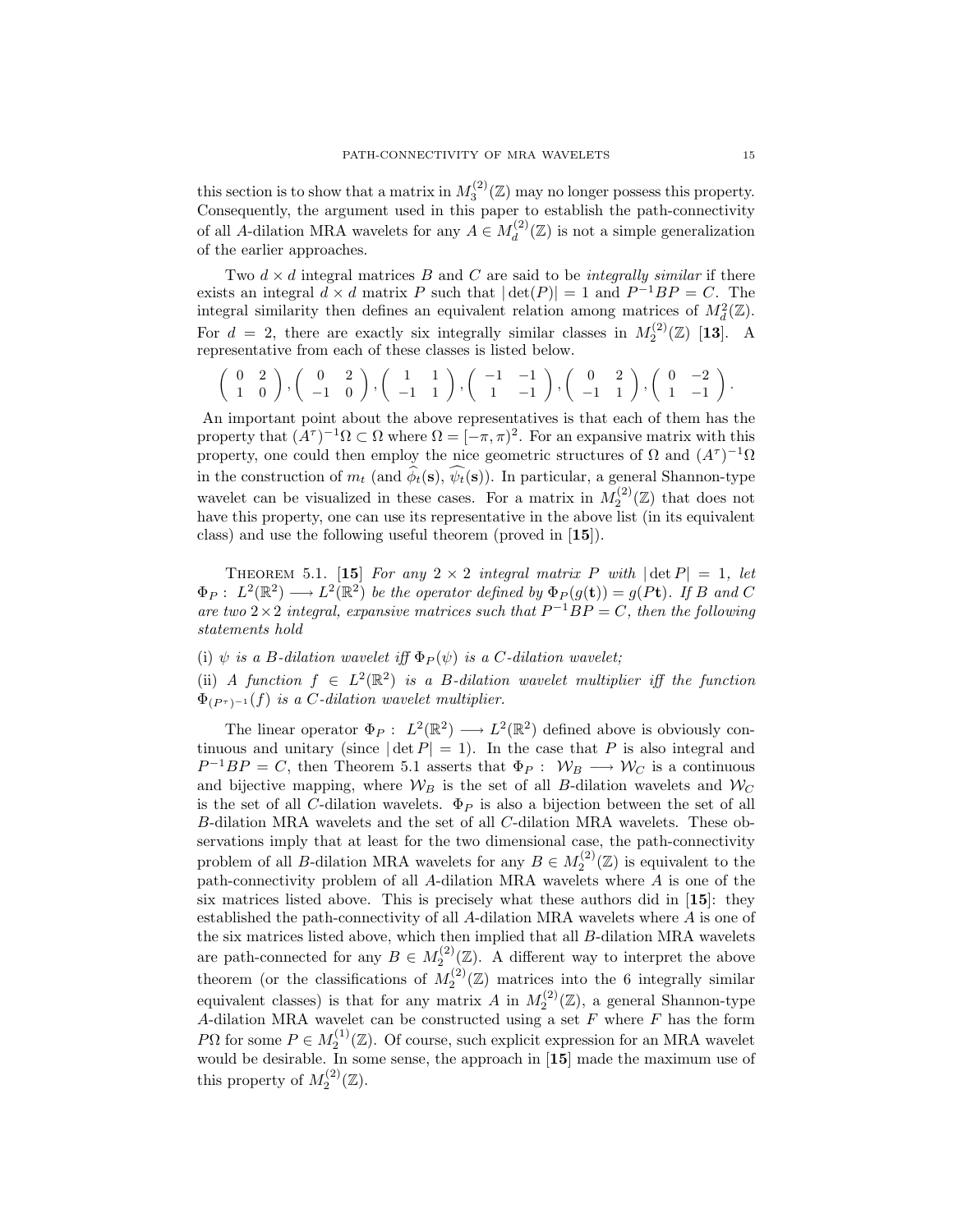this section is to show that a matrix in $M_3^{(2)}(\mathbb{Z})$ may no longer possess this property. Consequently, the argument used in this paper to establish the path-connectivity of all $A$-dilation MRA wavelets for any $A \in M_d^{(2)}(\mathbb{Z})$ is not a simple generalization of the earlier approaches.

Two $d \times d$ integral matrices $B$ and $C$ are said to be *integrally similar* if there exists an integral $d \times d$ matrix $P$ such that $|\det(P)| = 1$ and $P^{-1}BP = C$. The integral similarity then defines an equivalent relation among matrices of $M_d^2(\mathbb{Z})$. For $d = 2$, there are exactly six integrally similar classes in $M_2^{(2)}(\mathbb{Z})$ [**13**]. A representative from each of these classes is listed below.

$$\left(\begin{array}{cc} 0 & 2 \\ 1 & 0 \end{array}\right), \left(\begin{array}{cc} 0 & 2 \\ -1 & 0 \end{array}\right), \left(\begin{array}{cc} 1 & 1 \\ -1 & 1 \end{array}\right), \left(\begin{array}{cc} -1 & -1 \\ 1 & -1 \end{array}\right), \left(\begin{array}{cc} 0 & 2 \\ -1 & 1 \end{array}\right), \left(\begin{array}{cc} 0 & -2 \\ 1 & -1 \end{array}\right).$$

An important point about the above representatives is that each of them has the property that $(A^\tau)^{-1}\Omega \subset \Omega$ where $\Omega = [-\pi, \pi)^2$. For an expansive matrix with this property, one could then employ the nice geometric structures of $\Omega$ and $(A^\tau)^{-1}\Omega$ in the construction of $m_t$ (and $\widehat{\phi_t}(\mathbf{s})$, $\widehat{\psi_t}(\mathbf{s})$). In particular, a general Shannon-type wavelet can be visualized in these cases. For a matrix in $M_2^{(2)}(\mathbb{Z})$ that does not have this property, one can use its representative in the above list (in its equivalent class) and use the following useful theorem (proved in [**15**]).

THEOREM 5.1. [**15**] *For any $2 \times 2$ integral matrix $P$ with $|\det P| = 1$, let $\Phi_P : L^2(\mathbb{R}^2) \longrightarrow L^2(\mathbb{R}^2)$ be the operator defined by $\Phi_P(g(\mathbf{t})) = g(P\mathbf{t})$. If $B$ and $C$ are two $2 \times 2$ integral, expansive matrices such that $P^{-1}BP = C$, then the following statements hold*

(i) *$\psi$ is a $B$-dilation wavelet iff $\Phi_P(\psi)$ is a $C$-dilation wavelet;*

(ii) *A function $f \in L^2(\mathbb{R}^2)$ is a $B$-dilation wavelet multiplier iff the function $\Phi_{(P^\tau)^{-1}}(f)$ is a $C$-dilation wavelet multiplier.*

The linear operator $\Phi_P : L^2(\mathbb{R}^2) \longrightarrow L^2(\mathbb{R}^2)$ defined above is obviously continuous and unitary (since $|\det P| = 1$). In the case that $P$ is also integral and $P^{-1}BP = C$, then Theorem 5.1 asserts that $\Phi_P : \mathcal{W}_B \longrightarrow \mathcal{W}_C$ is a continuous and bijective mapping, where $\mathcal{W}_B$ is the set of all $B$-dilation wavelets and $\mathcal{W}_C$ is the set of all $C$-dilation wavelets. $\Phi_P$ is also a bijection between the set of all $B$-dilation MRA wavelets and the set of all $C$-dilation MRA wavelets. These observations imply that at least for the two dimensional case, the path-connectivity problem of all $B$-dilation MRA wavelets for any $B \in M_2^{(2)}(\mathbb{Z})$ is equivalent to the path-connectivity problem of all $A$-dilation MRA wavelets where $A$ is one of the six matrices listed above. This is precisely what these authors did in [**15**]: they established the path-connectivity of all $A$-dilation MRA wavelets where $A$ is one of the six matrices listed above, which then implied that all $B$-dilation MRA wavelets are path-connected for any $B \in M_2^{(2)}(\mathbb{Z})$. A different way to interpret the above theorem (or the classifications of $M_2^{(2)}(\mathbb{Z})$ matrices into the 6 integrally similar equivalent classes) is that for any matrix $A$ in $M_2^{(2)}(\mathbb{Z})$, a general Shannon-type $A$-dilation MRA wavelet can be constructed using a set $F$ where $F$ has the form $P\Omega$ for some $P \in M_2^{(1)}(\mathbb{Z})$. Of course, such explicit expression for an MRA wavelet would be desirable. In some sense, the approach in [**15**] made the maximum use of this property of $M_2^{(2)}(\mathbb{Z})$.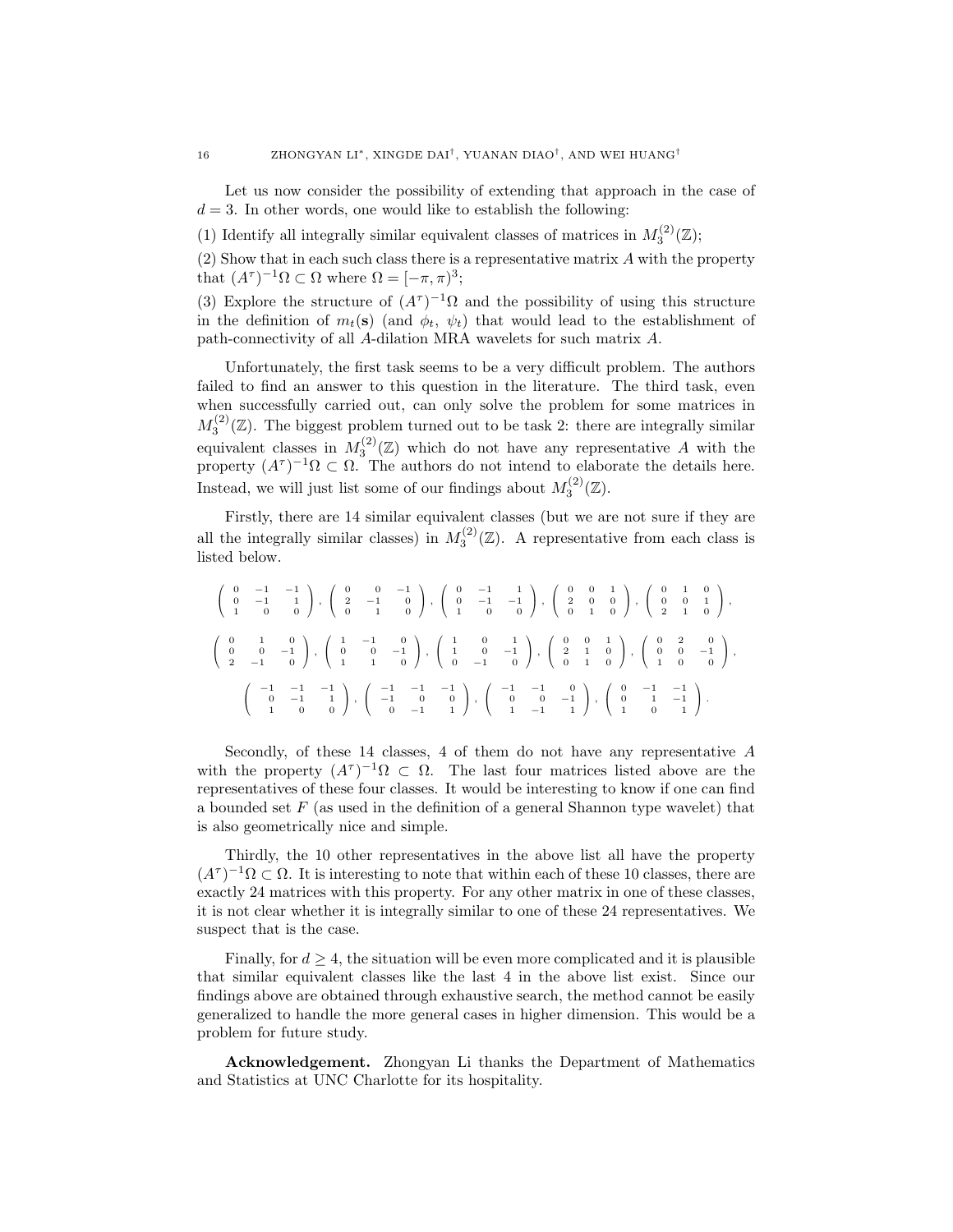Let us now consider the possibility of extending that approach in the case of $d = 3$. In other words, one would like to establish the following:

(1) Identify all integrally similar equivalent classes of matrices in $M_3^{(2)}(\mathbb{Z})$;

(2) Show that in each such class there is a representative matrix $A$ with the property that $(A^\tau)^{-1}\Omega \subset \Omega$ where $\Omega = [-\pi, \pi)^3$;

(3) Explore the structure of $(A^\tau)^{-1}\Omega$ and the possibility of using this structure in the definition of $m_t(\mathbf{s})$ (and $\phi_t$, $\psi_t$) that would lead to the establishment of path-connectivity of all $A$-dilation MRA wavelets for such matrix $A$.

Unfortunately, the first task seems to be a very difficult problem. The authors failed to find an answer to this question in the literature. The third task, even when successfully carried out, can only solve the problem for some matrices in $M_3^{(2)}(\mathbb{Z})$. The biggest problem turned out to be task 2: there are integrally similar equivalent classes in $M_3^{(2)}(\mathbb{Z})$ which do not have any representative $A$ with the property $(A^\tau)^{-1}\Omega \subset \Omega$. The authors do not intend to elaborate the details here. Instead, we will just list some of our findings about $M_3^{(2)}(\mathbb{Z})$.

Firstly, there are 14 similar equivalent classes (but we are not sure if they are all the integrally similar classes) in $M_3^{(2)}(\mathbb{Z})$. A representative from each class is listed below.

$$\begin{pmatrix} 0 & -1 & -1 \\ 0 & -1 & 1 \\ 1 & 0 & 0 \end{pmatrix}, \begin{pmatrix} 0 & 0 & -1 \\ 2 & -1 & 0 \\ 0 & 1 & 0 \end{pmatrix}, \begin{pmatrix} 0 & -1 & 1 \\ 0 & -1 & -1 \\ 1 & 0 & 0 \end{pmatrix}, \begin{pmatrix} 0 & 0 & 1 \\ 2 & 0 & 0 \\ 0 & 1 & 0 \end{pmatrix}, \begin{pmatrix} 0 & 1 & 0 \\ 0 & 0 & 1 \\ 2 & 1 & 0 \end{pmatrix},$$

$$\begin{pmatrix} 0 & 1 & 0 \\ 0 & 0 & -1 \\ 2 & -1 & 0 \end{pmatrix}, \begin{pmatrix} 1 & -1 & 0 \\ 0 & 0 & -1 \\ 1 & 1 & 0 \end{pmatrix}, \begin{pmatrix} 1 & 0 & 1 \\ 1 & 0 & -1 \\ 0 & -1 & 0 \end{pmatrix}, \begin{pmatrix} 0 & 0 & 1 \\ 2 & 1 & 0 \\ 0 & 1 & 0 \end{pmatrix}, \begin{pmatrix} 0 & 2 & 0 \\ 0 & 0 & -1 \\ 1 & 0 & 0 \end{pmatrix},$$

$$\begin{pmatrix} -1 & -1 & -1 \\ 0 & -1 & 1 \\ 1 & 0 & 0 \end{pmatrix}, \begin{pmatrix} -1 & -1 & -1 \\ -1 & 0 & 0 \\ 0 & -1 & 1 \end{pmatrix}, \begin{pmatrix} -1 & -1 & 0 \\ 0 & 0 & -1 \\ 1 & -1 & 1 \end{pmatrix}, \begin{pmatrix} 0 & -1 & -1 \\ 0 & 1 & -1 \\ 1 & 0 & 1 \end{pmatrix}.$$

Secondly, of these 14 classes, 4 of them do not have any representative $A$ with the property $(A^\tau)^{-1}\Omega \subset \Omega$. The last four matrices listed above are the representatives of these four classes. It would be interesting to know if one can find a bounded set $F$ (as used in the definition of a general Shannon type wavelet) that is also geometrically nice and simple.

Thirdly, the 10 other representatives in the above list all have the property $(A^\tau)^{-1}\Omega \subset \Omega$. It is interesting to note that within each of these 10 classes, there are exactly 24 matrices with this property. For any other matrix in one of these classes, it is not clear whether it is integrally similar to one of these 24 representatives. We suspect that is the case.

Finally, for $d \geq 4$, the situation will be even more complicated and it is plausible that similar equivalent classes like the last 4 in the above list exist. Since our findings above are obtained through exhaustive search, the method cannot be easily generalized to handle the more general cases in higher dimension. This would be a problem for future study.

**Acknowledgement.** Zhongyan Li thanks the Department of Mathematics and Statistics at UNC Charlotte for its hospitality.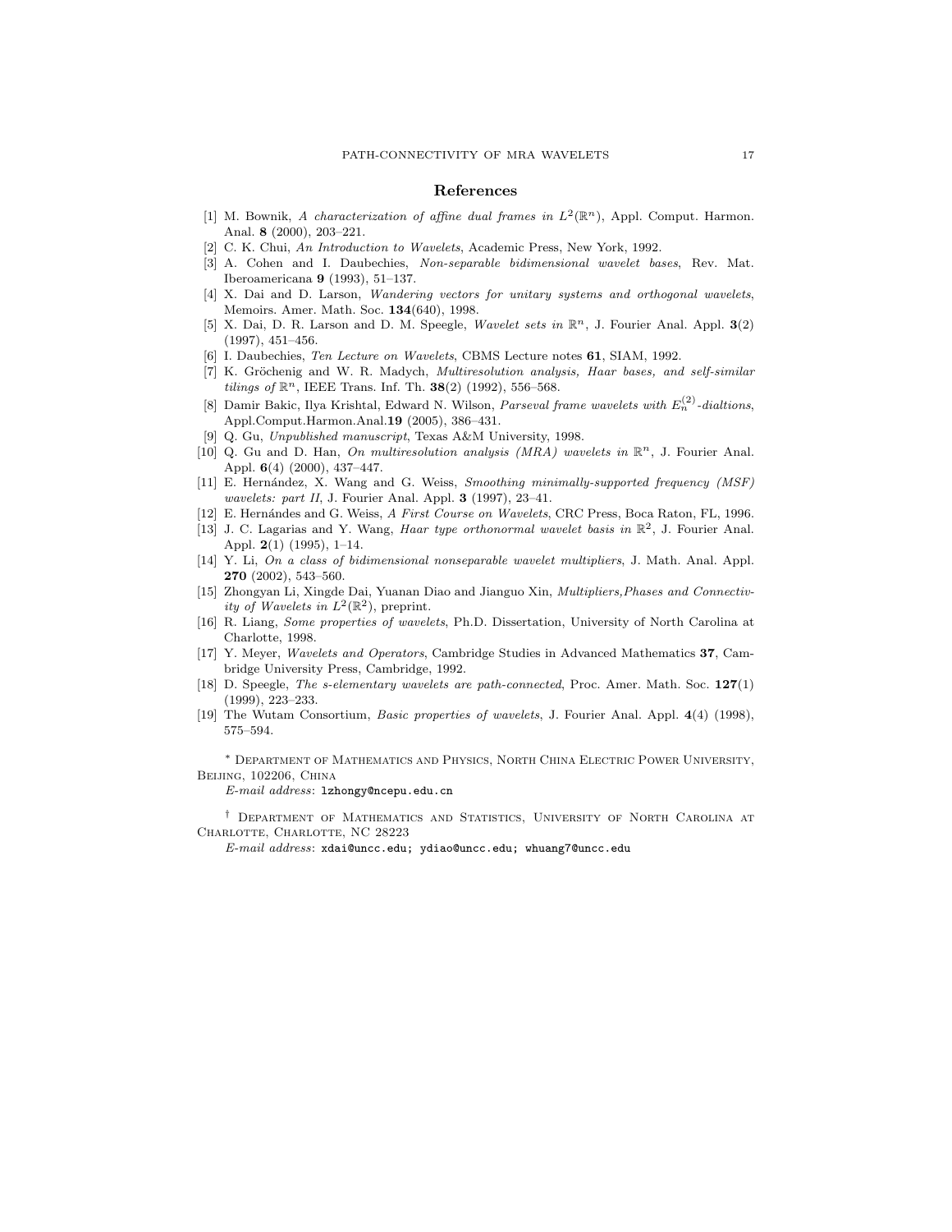## References

[1] M. Bownik, *A characterization of affine dual frames in $L^2(\mathbb{R}^n)$*, Appl. Comput. Harmon. Anal. **8** (2000), 203–221.

[2] C. K. Chui, *An Introduction to Wavelets*, Academic Press, New York, 1992.

[3] A. Cohen and I. Daubechies, *Non-separable bidimensional wavelet bases*, Rev. Mat. Iberoamericana **9** (1993), 51–137.

[4] X. Dai and D. Larson, *Wandering vectors for unitary systems and orthogonal wavelets*, Memoirs. Amer. Math. Soc. **134**(640), 1998.

[5] X. Dai, D. R. Larson and D. M. Speegle, *Wavelet sets in $\mathbb{R}^n$*, J. Fourier Anal. Appl. **3**(2) (1997), 451–456.

[6] I. Daubechies, *Ten Lecture on Wavelets*, CBMS Lecture notes **61**, SIAM, 1992.

[7] K. Gröchenig and W. R. Madych, *Multiresolution analysis, Haar bases, and self-similar tilings of $\mathbb{R}^n$*, IEEE Trans. Inf. Th. **38**(2) (1992), 556–568.

[8] Damir Bakic, Ilya Krishtal, Edward N. Wilson, *Parseval frame wavelets with $E_n^{(2)}$-dialtions*, Appl.Comput.Harmon.Anal.**19** (2005), 386–431.

[9] Q. Gu, *Unpublished manuscript*, Texas A&M University, 1998.

[10] Q. Gu and D. Han, *On multiresolution analysis (MRA) wavelets in $\mathbb{R}^n$*, J. Fourier Anal. Appl. **6**(4) (2000), 437–447.

[11] E. Hernández, X. Wang and G. Weiss, *Smoothing minimally-supported frequency (MSF) wavelets: part II*, J. Fourier Anal. Appl. **3** (1997), 23–41.

[12] E. Hernándes and G. Weiss, *A First Course on Wavelets*, CRC Press, Boca Raton, FL, 1996.

[13] J. C. Lagarias and Y. Wang, *Haar type orthonormal wavelet basis in $\mathbb{R}^2$*, J. Fourier Anal. Appl. **2**(1) (1995), 1–14.

[14] Y. Li, *On a class of bidimensional nonseparable wavelet multipliers*, J. Math. Anal. Appl. **270** (2002), 543–560.

[15] Zhongyan Li, Xingde Dai, Yuanan Diao and Jianguo Xin, *Multipliers,Phases and Connectivity of Wavelets in $L^2(\mathbb{R}^2)$*, preprint.

[16] R. Liang, *Some properties of wavelets*, Ph.D. Dissertation, University of North Carolina at Charlotte, 1998.

[17] Y. Meyer, *Wavelets and Operators*, Cambridge Studies in Advanced Mathematics **37**, Cambridge University Press, Cambridge, 1992.

[18] D. Speegle, *The s-elementary wavelets are path-connected*, Proc. Amer. Math. Soc. **127**(1) (1999), 223–233.

[19] The Wutam Consortium, *Basic properties of wavelets*, J. Fourier Anal. Appl. **4**(4) (1998), 575–594.

* Department of Mathematics and Physics, North China Electric Power University, Beijing, 102206, China

*E-mail address*: lzhongy@ncepu.edu.cn

† Department of Mathematics and Statistics, University of North Carolina at Charlotte, Charlotte, NC 28223

*E-mail address*: xdai@uncc.edu; ydiao@uncc.edu; whuang7@uncc.edu